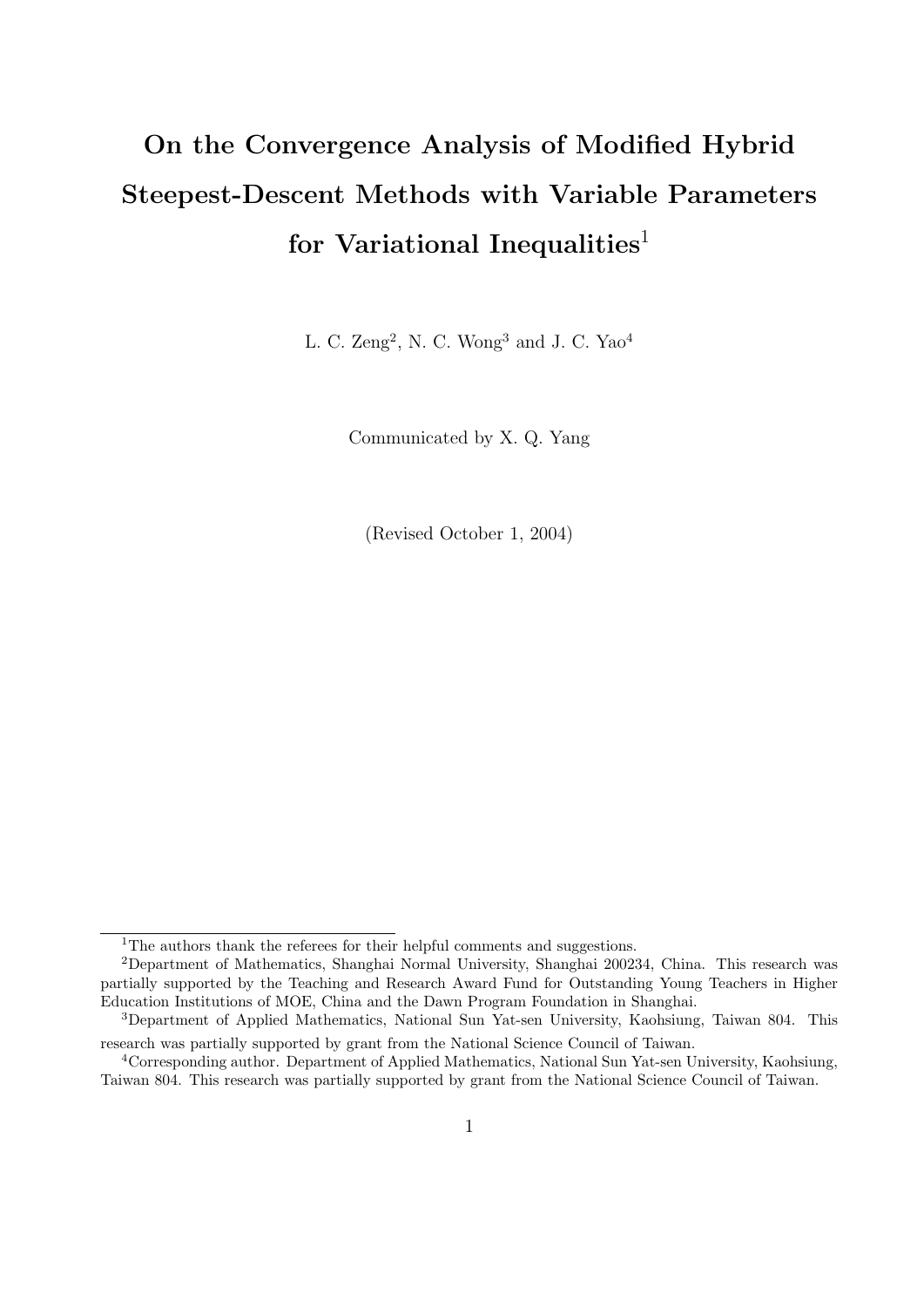# On the Convergence Analysis of Modified Hybrid Steepest-Descent Methods with Variable Parameters for Variational Inequalities[1]

L. C. Zeng[2], N. C. Wong[3] and J. C. Yao[4]

Communicated by X. Q. Yang

(Revised October 1, 2004)

---

[1]The authors thank the referees for their helpful comments and suggestions.

[2]Department of Mathematics, Shanghai Normal University, Shanghai 200234, China. This research was partially supported by the Teaching and Research Award Fund for Outstanding Young Teachers in Higher Education Institutions of MOE, China and the Dawn Program Foundation in Shanghai.

[3]Department of Applied Mathematics, National Sun Yat-sen University, Kaohsiung, Taiwan 804. This research was partially supported by grant from the National Science Council of Taiwan.

[4]Corresponding author. Department of Applied Mathematics, National Sun Yat-sen University, Kaohsiung, Taiwan 804. This research was partially supported by grant from the National Science Council of Taiwan.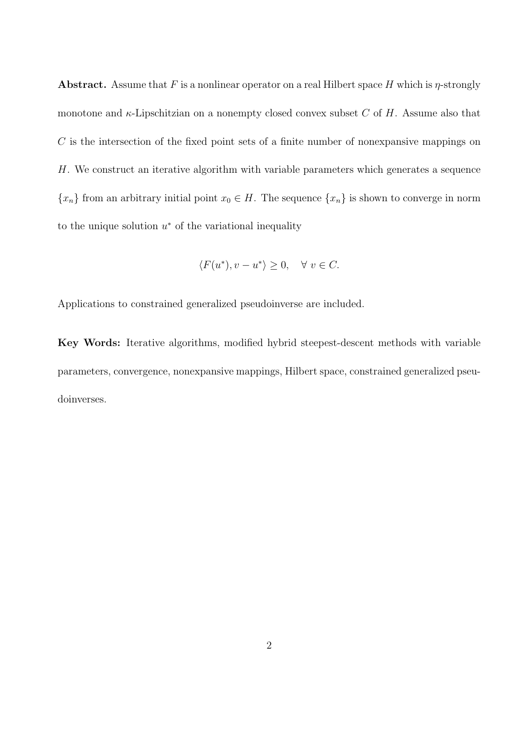**Abstract.** Assume that $F$ is a nonlinear operator on a real Hilbert space $H$ which is $\eta$-strongly monotone and $\kappa$-Lipschitzian on a nonempty closed convex subset $C$ of $H$. Assume also that $C$ is the intersection of the fixed point sets of a finite number of nonexpansive mappings on $H$. We construct an iterative algorithm with variable parameters which generates a sequence $\{x_n\}$ from an arbitrary initial point $x_0 \in H$. The sequence $\{x_n\}$ is shown to converge in norm to the unique solution $u^*$ of the variational inequality

$$\langle F(u^*), v - u^* \rangle \geq 0, \quad \forall \ v \in C.$$

Applications to constrained generalized pseudoinverse are included.

**Key Words:** Iterative algorithms, modified hybrid steepest-descent methods with variable parameters, convergence, nonexpansive mappings, Hilbert space, constrained generalized pseudoinverses.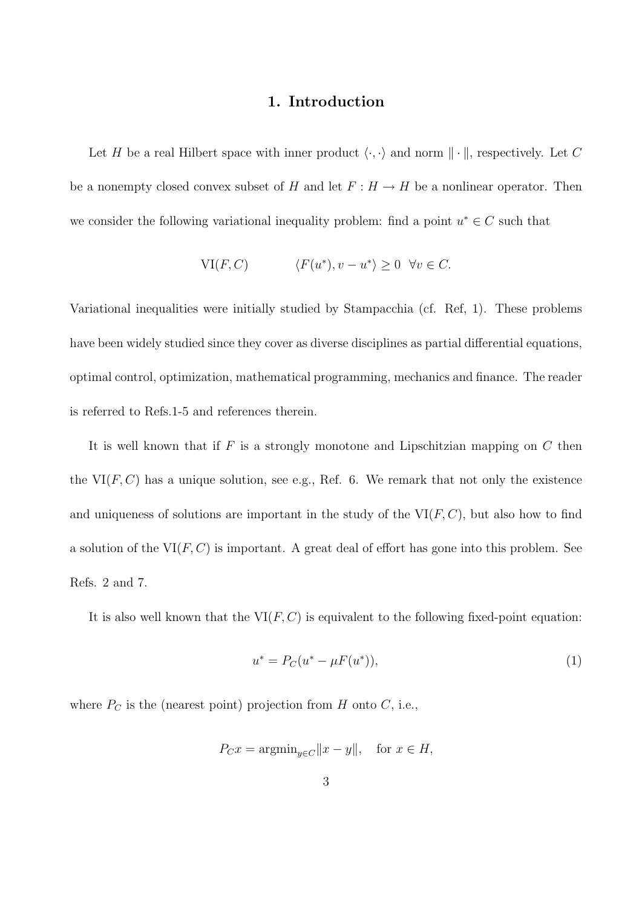## 1. Introduction

Let $H$ be a real Hilbert space with inner product $\langle \cdot, \cdot \rangle$ and norm $\| \cdot \|$, respectively. Let $C$ be a nonempty closed convex subset of $H$ and let $F : H \to H$ be a nonlinear operator. Then we consider the following variational inequality problem: find a point $u^* \in C$ such that

$$\mathrm{VI}(F, C) \qquad \langle F(u^*), v - u^* \rangle \geq 0 \ \ \forall v \in C.$$

Variational inequalities were initially studied by Stampacchia (cf. Ref, 1). These problems have been widely studied since they cover as diverse disciplines as partial differential equations, optimal control, optimization, mathematical programming, mechanics and finance. The reader is referred to Refs.1-5 and references therein.

It is well known that if $F$ is a strongly monotone and Lipschitzian mapping on $C$ then the $\mathrm{VI}(F, C)$ has a unique solution, see e.g., Ref. 6. We remark that not only the existence and uniqueness of solutions are important in the study of the $\mathrm{VI}(F, C)$, but also how to find a solution of the $\mathrm{VI}(F, C)$ is important. A great deal of effort has gone into this problem. See Refs. 2 and 7.

It is also well known that the $\mathrm{VI}(F, C)$ is equivalent to the following fixed-point equation:

$$u^* = P_C(u^* - \mu F(u^*)), \tag{1}$$

where $P_C$ is the (nearest point) projection from $H$ onto $C$, i.e.,

$$P_C x = \mathrm{argmin}_{y \in C} \|x - y\|, \quad \text{for } x \in H,$$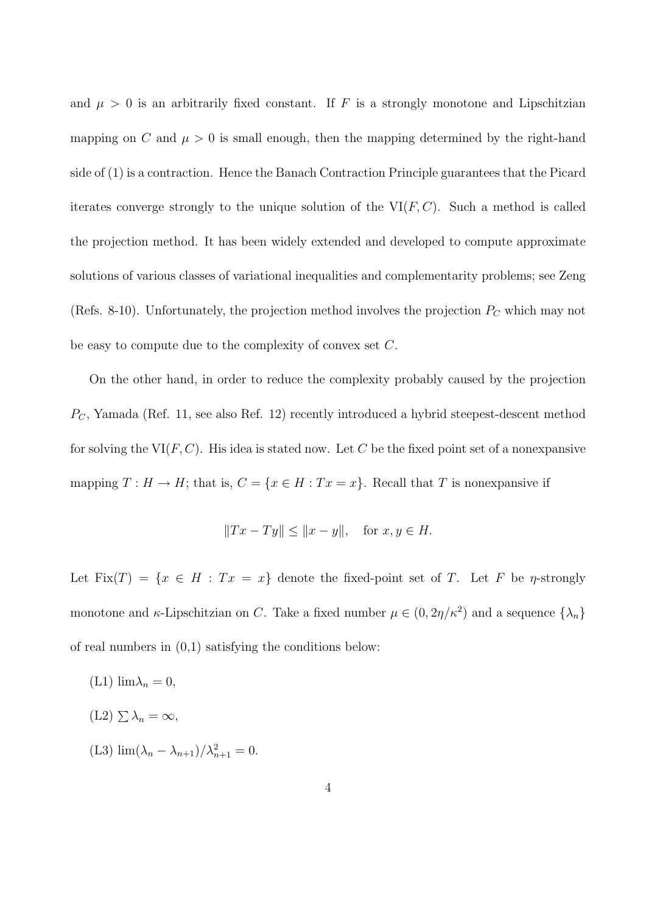and $\mu > 0$ is an arbitrarily fixed constant. If $F$ is a strongly monotone and Lipschitzian mapping on $C$ and $\mu > 0$ is small enough, then the mapping determined by the right-hand side of (1) is a contraction. Hence the Banach Contraction Principle guarantees that the Picard iterates converge strongly to the unique solution of the $\mathrm{VI}(F, C)$. Such a method is called the projection method. It has been widely extended and developed to compute approximate solutions of various classes of variational inequalities and complementarity problems; see Zeng (Refs. 8-10). Unfortunately, the projection method involves the projection $P_C$ which may not be easy to compute due to the complexity of convex set $C$.

On the other hand, in order to reduce the complexity probably caused by the projection $P_C$, Yamada (Ref. 11, see also Ref. 12) recently introduced a hybrid steepest-descent method for solving the $\mathrm{VI}(F, C)$. His idea is stated now. Let $C$ be the fixed point set of a nonexpansive mapping $T : H \to H$; that is, $C = \{x \in H : Tx = x\}$. Recall that $T$ is nonexpansive if

$$\|Tx - Ty\| \leq \|x - y\|, \quad \text{for } x, y \in H.$$

Let $\mathrm{Fix}(T) = \{x \in H : Tx = x\}$ denote the fixed-point set of $T$. Let $F$ be $\eta$-strongly monotone and $\kappa$-Lipschitzian on $C$. Take a fixed number $\mu \in (0, 2\eta/\kappa^2)$ and a sequence $\{\lambda_n\}$ of real numbers in (0,1) satisfying the conditions below:

(L1) $\lim \lambda_n = 0$,

(L2) $\sum \lambda_n = \infty$,

(L3) $\lim(\lambda_n - \lambda_{n+1})/\lambda_{n+1}^2 = 0$.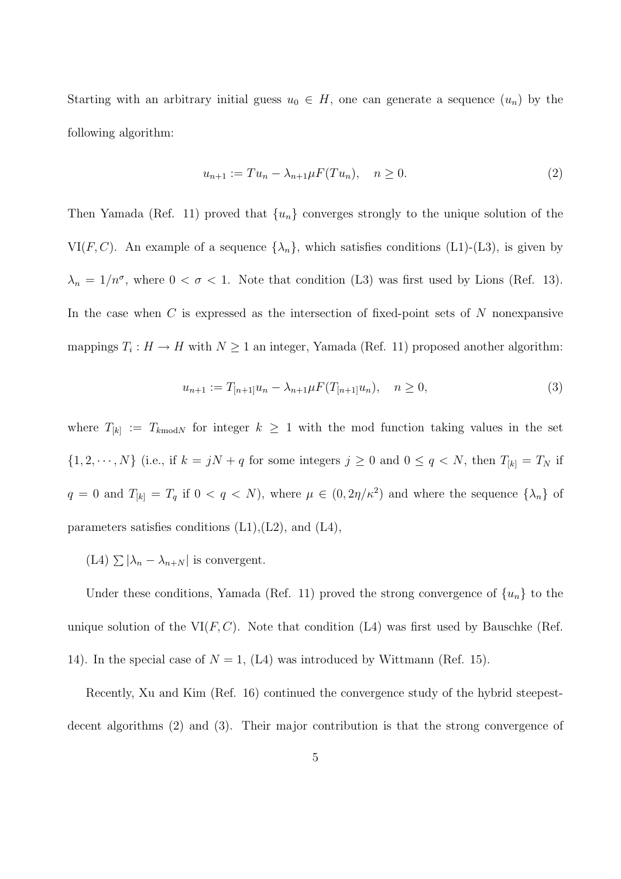Starting with an arbitrary initial guess $u_0 \in H$, one can generate a sequence $(u_n)$ by the following algorithm:

$$u_{n+1} := Tu_n - \lambda_{n+1}\mu F(Tu_n), \quad n \geq 0. \tag{2}$$

Then Yamada (Ref. 11) proved that $\{u_n\}$ converges strongly to the unique solution of the $\mathrm{VI}(F, C)$. An example of a sequence $\{\lambda_n\}$, which satisfies conditions (L1)-(L3), is given by $\lambda_n = 1/n^\sigma$, where $0 < \sigma < 1$. Note that condition (L3) was first used by Lions (Ref. 13). In the case when $C$ is expressed as the intersection of fixed-point sets of $N$ nonexpansive mappings $T_i : H \to H$ with $N \geq 1$ an integer, Yamada (Ref. 11) proposed another algorithm:

$$u_{n+1} := T_{[n+1]}u_n - \lambda_{n+1}\mu F(T_{[n+1]}u_n), \quad n \geq 0, \tag{3}$$

where $T_{[k]} := T_{k \bmod N}$ for integer $k \geq 1$ with the mod function taking values in the set $\{1, 2, \cdots, N\}$ (i.e., if $k = jN + q$ for some integers $j \geq 0$ and $0 \leq q < N$, then $T_{[k]} = T_N$ if $q = 0$ and $T_{[k]} = T_q$ if $0 < q < N$), where $\mu \in (0, 2\eta/\kappa^2)$ and where the sequence $\{\lambda_n\}$ of parameters satisfies conditions (L1),(L2), and (L4),

(L4) $\sum |\lambda_n - \lambda_{n+N}|$ is convergent.

Under these conditions, Yamada (Ref. 11) proved the strong convergence of $\{u_n\}$ to the unique solution of the $\mathrm{VI}(F, C)$. Note that condition (L4) was first used by Bauschke (Ref. 14). In the special case of $N = 1$, (L4) was introduced by Wittmann (Ref. 15).

Recently, Xu and Kim (Ref. 16) continued the convergence study of the hybrid steepest-decent algorithms (2) and (3). Their major contribution is that the strong convergence of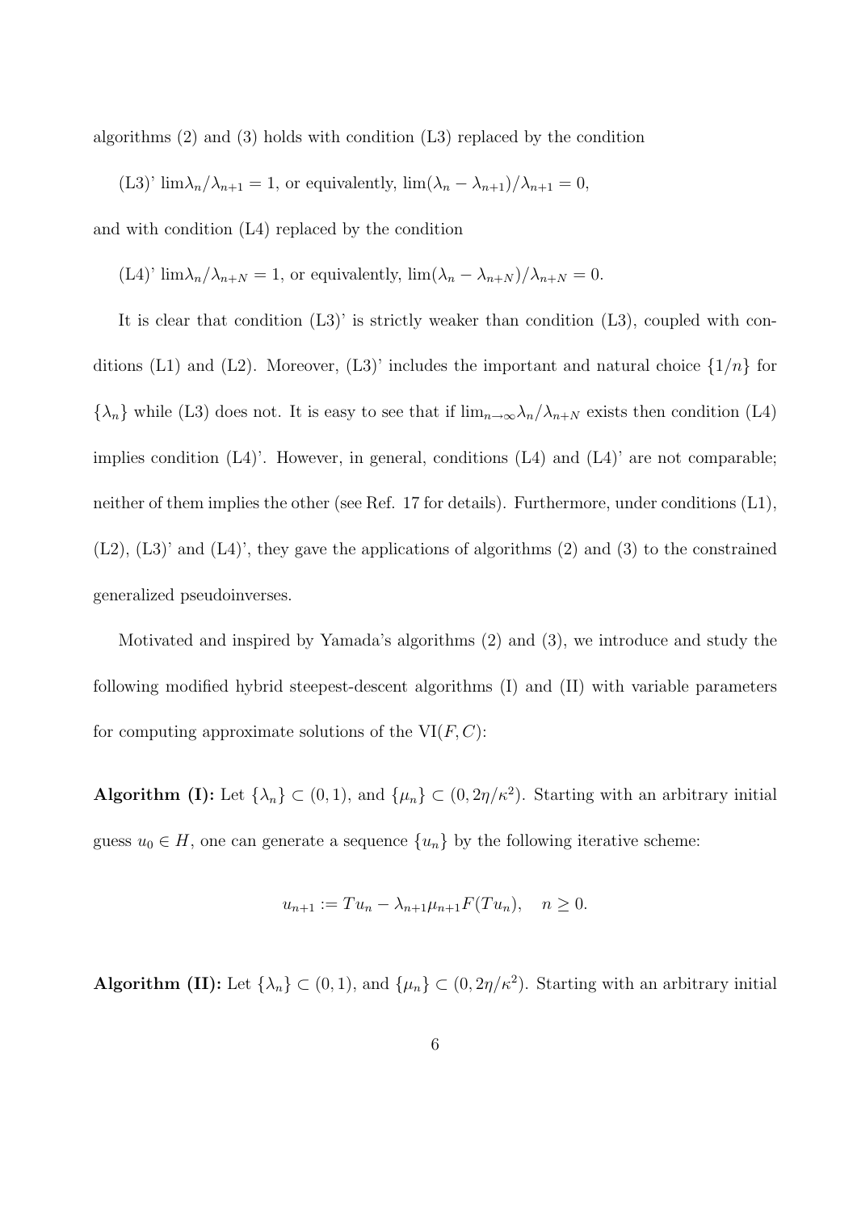algorithms (2) and (3) holds with condition (L3) replaced by the condition

(L3)' $\lim \lambda_n/\lambda_{n+1} = 1$, or equivalently, $\lim(\lambda_n - \lambda_{n+1})/\lambda_{n+1} = 0$,

and with condition (L4) replaced by the condition

(L4)' $\lim \lambda_n/\lambda_{n+N} = 1$, or equivalently, $\lim(\lambda_n - \lambda_{n+N})/\lambda_{n+N} = 0$.

It is clear that condition (L3)' is strictly weaker than condition (L3), coupled with conditions (L1) and (L2). Moreover, (L3)' includes the important and natural choice $\{1/n\}$ for $\{\lambda_n\}$ while (L3) does not. It is easy to see that if $\lim_{n\to\infty} \lambda_n/\lambda_{n+N}$ exists then condition (L4) implies condition (L4)'. However, in general, conditions (L4) and (L4)' are not comparable; neither of them implies the other (see Ref. 17 for details). Furthermore, under conditions (L1), (L2), (L3)' and (L4)', they gave the applications of algorithms (2) and (3) to the constrained generalized pseudoinverses.

Motivated and inspired by Yamada's algorithms (2) and (3), we introduce and study the following modified hybrid steepest-descent algorithms (I) and (II) with variable parameters for computing approximate solutions of the VI$(F, C)$:

**Algorithm (I):** Let $\{\lambda_n\} \subset (0, 1)$, and $\{\mu_n\} \subset (0, 2\eta/\kappa^2)$. Starting with an arbitrary initial guess $u_0 \in H$, one can generate a sequence $\{u_n\}$ by the following iterative scheme:

$$u_{n+1} := Tu_n - \lambda_{n+1}\mu_{n+1}F(Tu_n), \quad n \geq 0.$$

**Algorithm (II):** Let $\{\lambda_n\} \subset (0, 1)$, and $\{\mu_n\} \subset (0, 2\eta/\kappa^2)$. Starting with an arbitrary initial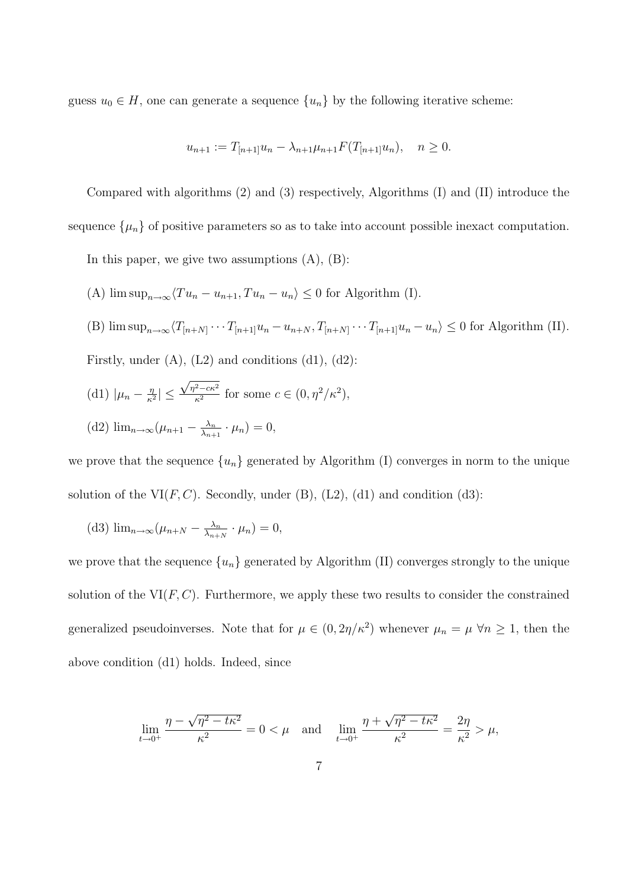guess $u_0 \in H$, one can generate a sequence $\{u_n\}$ by the following iterative scheme:

$$u_{n+1} := T_{[n+1]}u_n - \lambda_{n+1}\mu_{n+1}F(T_{[n+1]}u_n), \quad n \geq 0.$$

Compared with algorithms (2) and (3) respectively, Algorithms (I) and (II) introduce the sequence $\{\mu_n\}$ of positive parameters so as to take into account possible inexact computation.

In this paper, we give two assumptions (A), (B):

(A) $\limsup_{n\to\infty}\langle Tu_n - u_{n+1}, Tu_n - u_n\rangle \leq 0$ for Algorithm (I).

(B) $\limsup_{n\to\infty}\langle T_{[n+N]}\cdots T_{[n+1]}u_n - u_{n+N}, T_{[n+N]}\cdots T_{[n+1]}u_n - u_n\rangle \leq 0$ for Algorithm (II).

Firstly, under (A), (L2) and conditions (d1), (d2):

(d1) $|\mu_n - \frac{\eta}{\kappa^2}| \leq \frac{\sqrt{\eta^2 - c\kappa^2}}{\kappa^2}$ for some $c \in (0, \eta^2/\kappa^2)$,

(d2) $\lim_{n\to\infty}(\mu_{n+1} - \frac{\lambda_n}{\lambda_{n+1}} \cdot \mu_n) = 0$,

we prove that the sequence $\{u_n\}$ generated by Algorithm (I) converges in norm to the unique solution of the VI$(F, C)$. Secondly, under (B), (L2), (d1) and condition (d3):

(d3) $\lim_{n\to\infty}(\mu_{n+N} - \frac{\lambda_n}{\lambda_{n+N}} \cdot \mu_n) = 0$,

we prove that the sequence $\{u_n\}$ generated by Algorithm (II) converges strongly to the unique solution of the VI$(F, C)$. Furthermore, we apply these two results to consider the constrained generalized pseudoinverses. Note that for $\mu \in (0, 2\eta/\kappa^2)$ whenever $\mu_n = \mu \ \forall n \geq 1$, then the above condition (d1) holds. Indeed, since

$$\lim_{t\to 0^+}\frac{\eta - \sqrt{\eta^2 - t\kappa^2}}{\kappa^2} = 0 < \mu \quad \text{and} \quad \lim_{t\to 0^+}\frac{\eta + \sqrt{\eta^2 - t\kappa^2}}{\kappa^2} = \frac{2\eta}{\kappa^2} > \mu,$$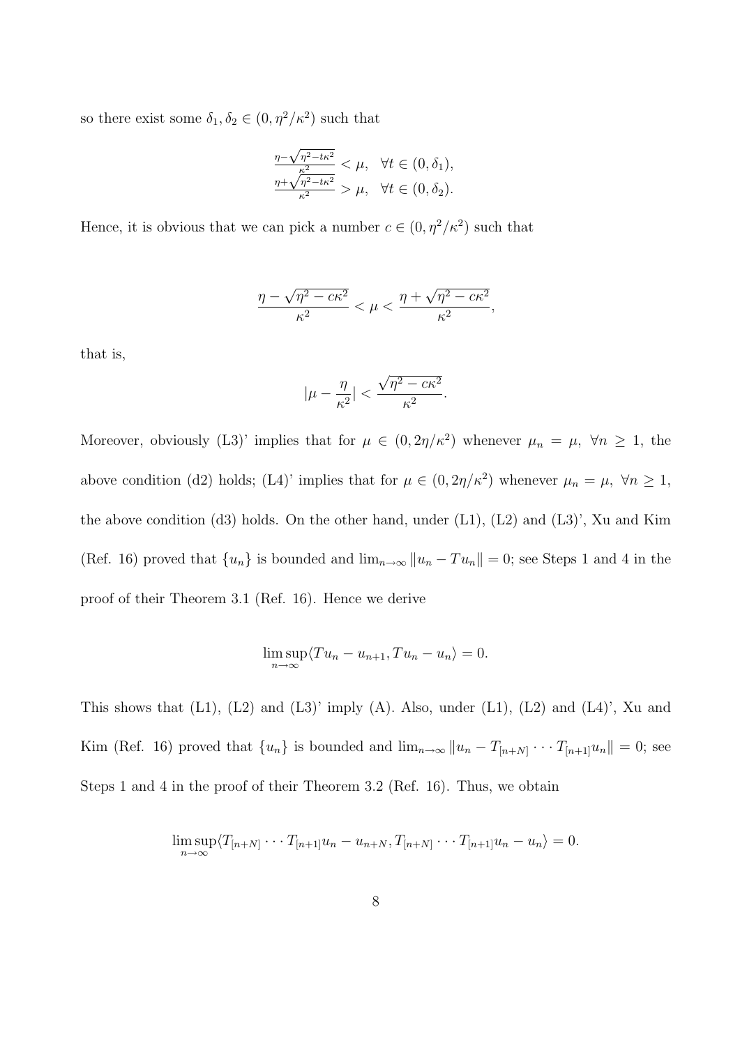so there exist some $\delta_1, \delta_2 \in (0, \eta^2/\kappa^2)$ such that

$$\begin{array}{l} \frac{\eta - \sqrt{\eta^2 - t\kappa^2}}{\kappa^2} < \mu, \quad \forall t \in (0, \delta_1), \\ \frac{\eta + \sqrt{\eta^2 - t\kappa^2}}{\kappa^2} > \mu, \quad \forall t \in (0, \delta_2). \end{array}$$

Hence, it is obvious that we can pick a number $c \in (0, \eta^2/\kappa^2)$ such that

$$\frac{\eta - \sqrt{\eta^2 - c\kappa^2}}{\kappa^2} < \mu < \frac{\eta + \sqrt{\eta^2 - c\kappa^2}}{\kappa^2},$$

that is,

$$|\mu - \frac{\eta}{\kappa^2}| < \frac{\sqrt{\eta^2 - c\kappa^2}}{\kappa^2}.$$

Moreover, obviously (L3)' implies that for $\mu \in (0, 2\eta/\kappa^2)$ whenever $\mu_n = \mu, \ \forall n \geq 1$, the above condition (d2) holds; (L4)' implies that for $\mu \in (0, 2\eta/\kappa^2)$ whenever $\mu_n = \mu, \ \forall n \geq 1$, the above condition (d3) holds. On the other hand, under (L1), (L2) and (L3)', Xu and Kim (Ref. 16) proved that $\{u_n\}$ is bounded and $\lim_{n\to\infty} \|u_n - Tu_n\| = 0$; see Steps 1 and 4 in the proof of their Theorem 3.1 (Ref. 16). Hence we derive

$$\limsup_{n\to\infty} \langle Tu_n - u_{n+1}, Tu_n - u_n \rangle = 0.$$

This shows that (L1), (L2) and (L3)' imply (A). Also, under (L1), (L2) and (L4)', Xu and Kim (Ref. 16) proved that $\{u_n\}$ is bounded and $\lim_{n\to\infty} \|u_n - T_{[n+N]} \cdots T_{[n+1]} u_n\| = 0$; see Steps 1 and 4 in the proof of their Theorem 3.2 (Ref. 16). Thus, we obtain

$$\limsup_{n\to\infty} \langle T_{[n+N]} \cdots T_{[n+1]} u_n - u_{n+N}, T_{[n+N]} \cdots T_{[n+1]} u_n - u_n \rangle = 0.$$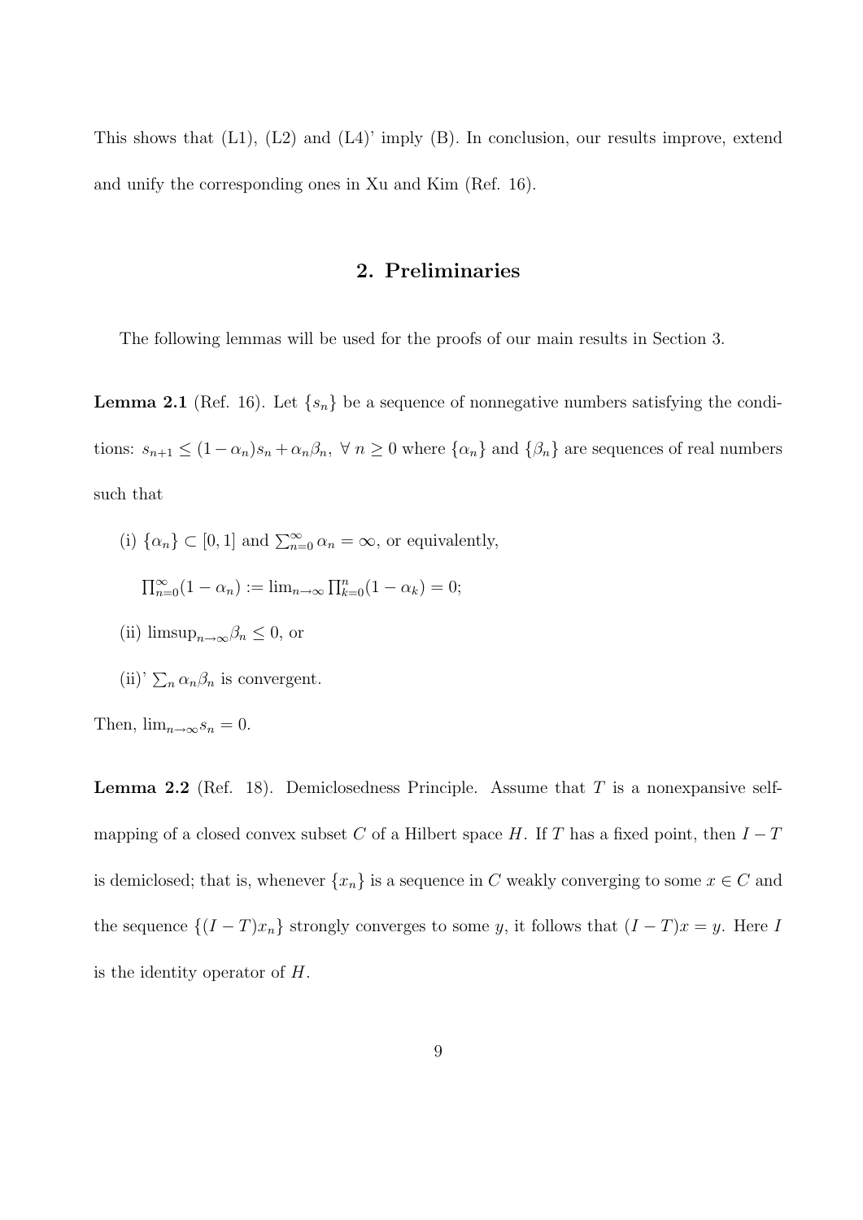This shows that (L1), (L2) and (L4)' imply (B). In conclusion, our results improve, extend and unify the corresponding ones in Xu and Kim (Ref. 16).

## 2. Preliminaries

The following lemmas will be used for the proofs of our main results in Section 3.

**Lemma 2.1** (Ref. 16). Let $\{s_n\}$ be a sequence of nonnegative numbers satisfying the conditions: $s_{n+1} \leq (1-\alpha_n)s_n + \alpha_n\beta_n,\ \forall\ n \geq 0$ where $\{\alpha_n\}$ and $\{\beta_n\}$ are sequences of real numbers such that

(i) $\{\alpha_n\} \subset [0,1]$ and $\sum_{n=0}^{\infty} \alpha_n = \infty$, or equivalently,

$\prod_{n=0}^{\infty}(1-\alpha_n) := \lim_{n\to\infty} \prod_{k=0}^{n}(1-\alpha_k) = 0$;

(ii) $\limsup_{n\to\infty} \beta_n \leq 0$, or

(ii)' $\sum_n \alpha_n\beta_n$ is convergent.

Then, $\lim_{n\to\infty} s_n = 0$.

**Lemma 2.2** (Ref. 18). Demiclosedness Principle. Assume that $T$ is a nonexpansive self-mapping of a closed convex subset $C$ of a Hilbert space $H$. If $T$ has a fixed point, then $I - T$ is demiclosed; that is, whenever $\{x_n\}$ is a sequence in $C$ weakly converging to some $x \in C$ and the sequence $\{(I-T)x_n\}$ strongly converges to some $y$, it follows that $(I-T)x = y$. Here $I$ is the identity operator of $H$.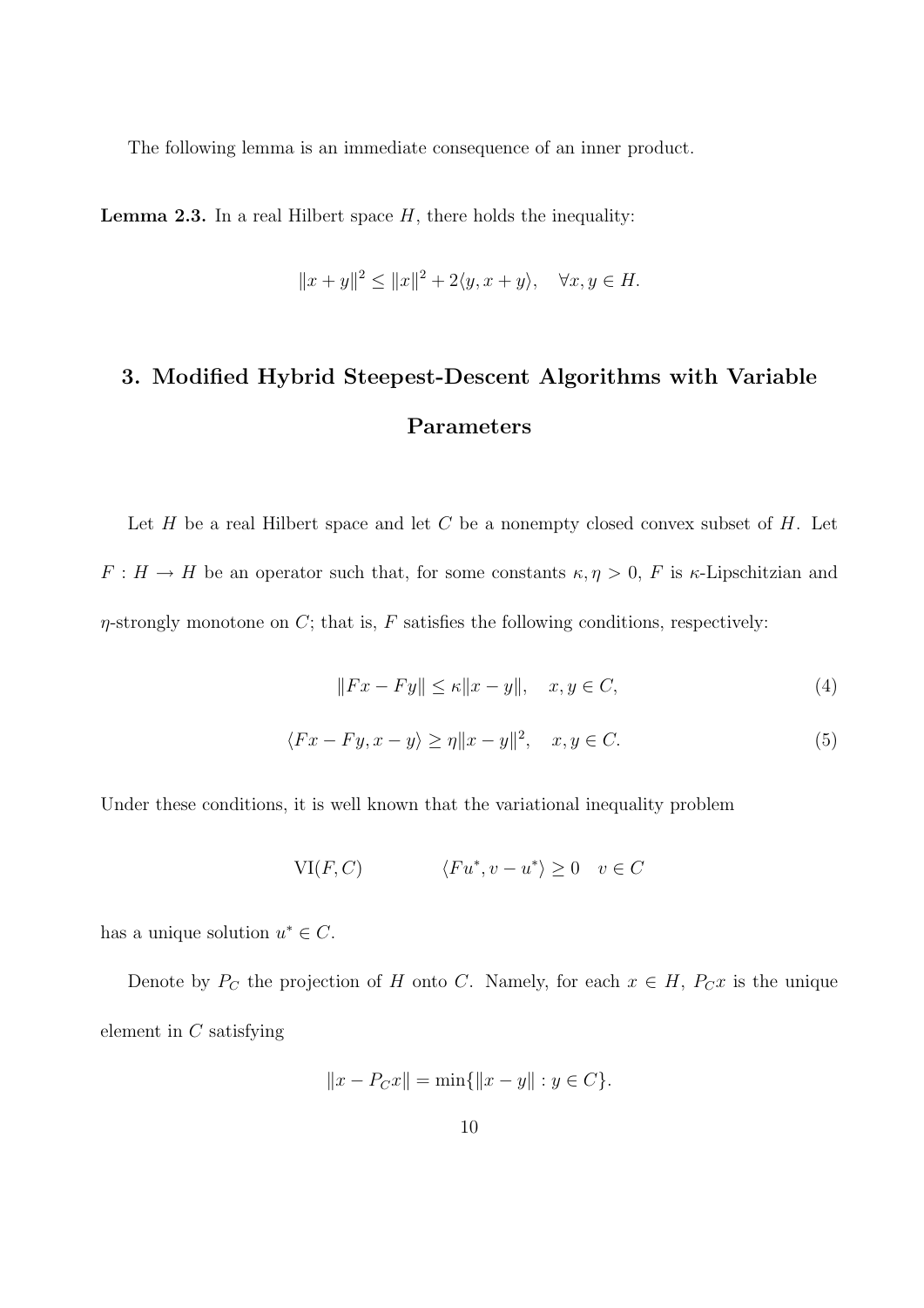The following lemma is an immediate consequence of an inner product.

**Lemma 2.3.** In a real Hilbert space $H$, there holds the inequality:

$$\|x+y\|^2 \leq \|x\|^2 + 2\langle y, x+y\rangle, \quad \forall x, y \in H.$$

## 3. Modified Hybrid Steepest-Descent Algorithms with Variable Parameters

Let $H$ be a real Hilbert space and let $C$ be a nonempty closed convex subset of $H$. Let $F : H \to H$ be an operator such that, for some constants $\kappa, \eta > 0$, $F$ is $\kappa$-Lipschitzian and $\eta$-strongly monotone on $C$; that is, $F$ satisfies the following conditions, respectively:

$$\|Fx - Fy\| \leq \kappa\|x - y\|, \quad x, y \in C, \tag{4}$$

$$\langle Fx - Fy, x - y\rangle \geq \eta\|x - y\|^2, \quad x, y \in C. \tag{5}$$

Under these conditions, it is well known that the variational inequality problem

$$\mathrm{VI}(F, C) \qquad\qquad \langle Fu^*, v - u^*\rangle \geq 0 \quad v \in C$$

has a unique solution $u^* \in C$.

Denote by $P_C$ the projection of $H$ onto $C$. Namely, for each $x \in H$, $P_C x$ is the unique element in $C$ satisfying

$$\|x - P_C x\| = \min\{\|x - y\| : y \in C\}.$$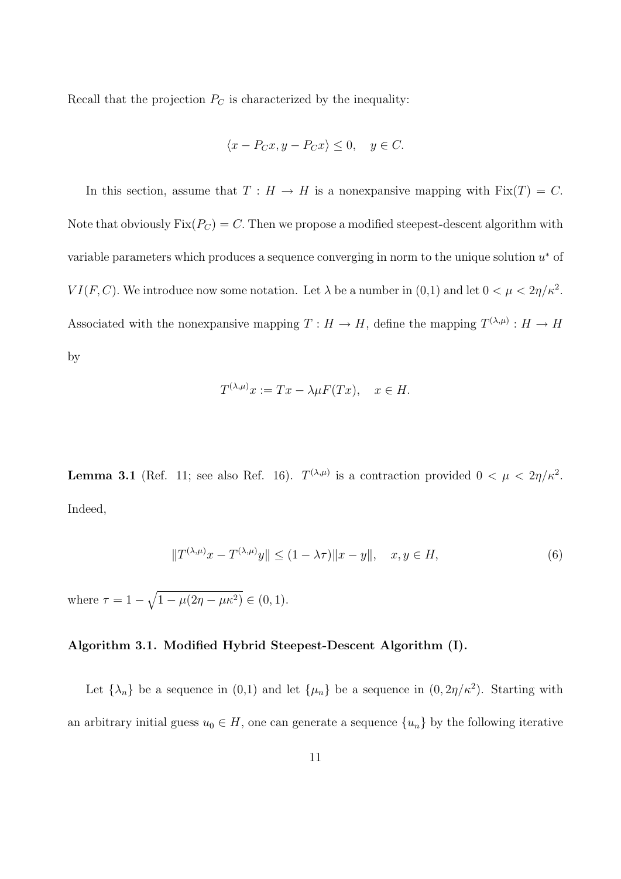Recall that the projection $P_C$ is characterized by the inequality:

$$\langle x - P_C x, y - P_C x\rangle \leq 0, \quad y \in C.$$

In this section, assume that $T : H \to H$ is a nonexpansive mapping with $\mathrm{Fix}(T) = C$. Note that obviously $\mathrm{Fix}(P_C) = C$. Then we propose a modified steepest-descent algorithm with variable parameters which produces a sequence converging in norm to the unique solution $u^*$ of $VI(F, C)$. We introduce now some notation. Let $\lambda$ be a number in (0,1) and let $0 < \mu < 2\eta/\kappa^2$. Associated with the nonexpansive mapping $T : H \to H$, define the mapping $T^{(\lambda,\mu)} : H \to H$ by

$$T^{(\lambda,\mu)}x := Tx - \lambda\mu F(Tx), \quad x \in H.$$

**Lemma 3.1** (Ref. 11; see also Ref. 16). $T^{(\lambda,\mu)}$ is a contraction provided $0 < \mu < 2\eta/\kappa^2$. Indeed,

$$\|T^{(\lambda,\mu)}x - T^{(\lambda,\mu)}y\| \leq (1 - \lambda\tau)\|x - y\|, \quad x, y \in H, \tag{6}$$

where $\tau = 1 - \sqrt{1 - \mu(2\eta - \mu\kappa^2)} \in (0, 1)$.

**Algorithm 3.1. Modified Hybrid Steepest-Descent Algorithm (I).**

Let $\{\lambda_n\}$ be a sequence in (0,1) and let $\{\mu_n\}$ be a sequence in $(0, 2\eta/\kappa^2)$. Starting with an arbitrary initial guess $u_0 \in H$, one can generate a sequence $\{u_n\}$ by the following iterative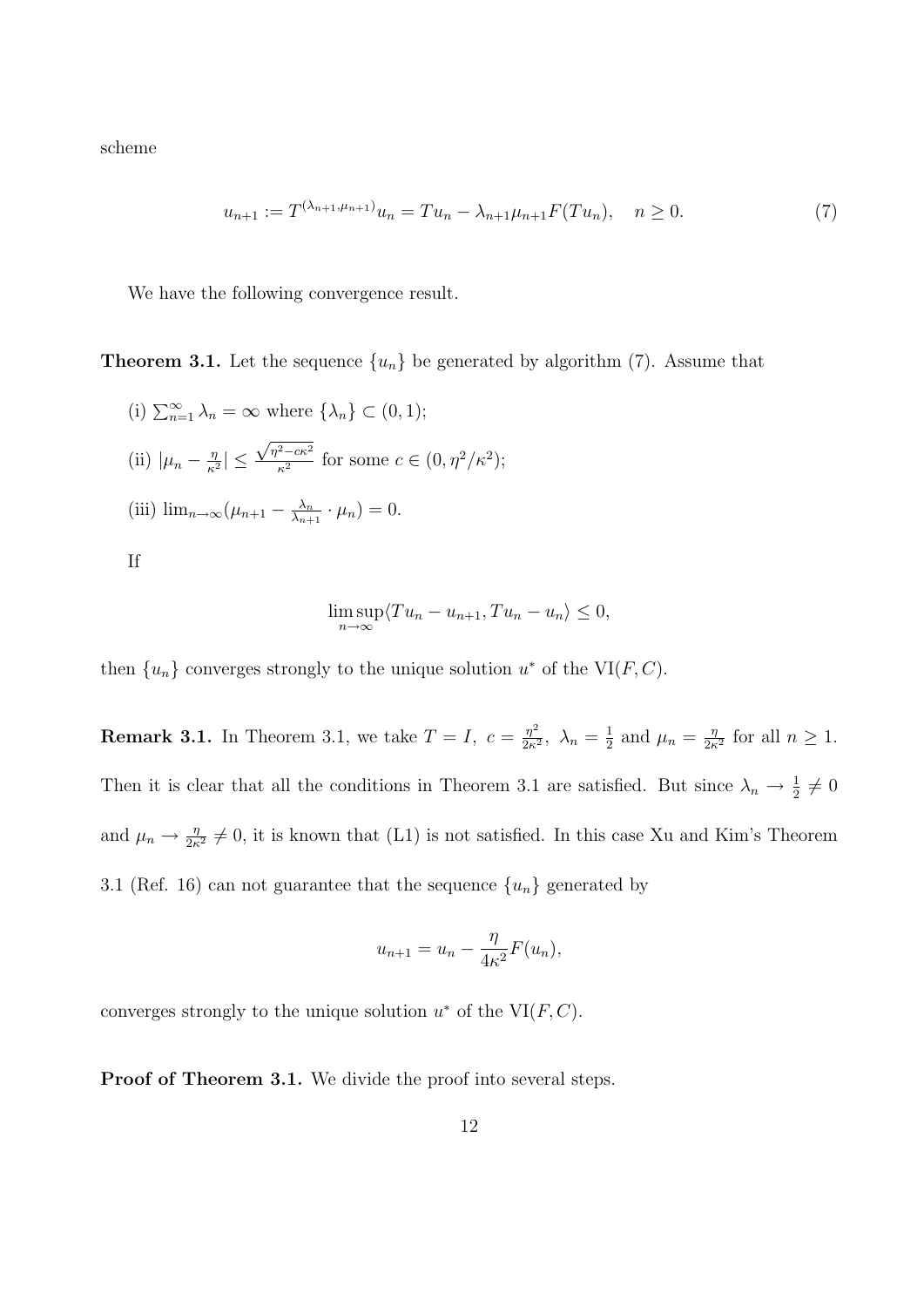scheme

$$u_{n+1} := T^{(\lambda_{n+1},\mu_{n+1})}u_n = Tu_n - \lambda_{n+1}\mu_{n+1}F(Tu_n), \quad n \geq 0. \tag{7}$$

We have the following convergence result.

**Theorem 3.1.** Let the sequence $\{u_n\}$ be generated by algorithm (7). Assume that

(i) $\sum_{n=1}^{\infty} \lambda_n = \infty$ where $\{\lambda_n\} \subset (0,1)$;

(ii) $|\mu_n - \frac{\eta}{\kappa^2}| \leq \frac{\sqrt{\eta^2 - c\kappa^2}}{\kappa^2}$ for some $c \in (0, \eta^2/\kappa^2)$;

(iii) $\lim_{n\to\infty}(\mu_{n+1} - \frac{\lambda_n}{\lambda_{n+1}} \cdot \mu_n) = 0$.

If

$$\limsup_{n\to\infty}\langle Tu_n - u_{n+1}, Tu_n - u_n\rangle \leq 0,$$

then $\{u_n\}$ converges strongly to the unique solution $u^*$ of the $\mathrm{VI}(F, C)$.

**Remark 3.1.** In Theorem 3.1, we take $T = I,\ c = \frac{\eta^2}{2\kappa^2},\ \lambda_n = \frac{1}{2}$ and $\mu_n = \frac{\eta}{2\kappa^2}$ for all $n \geq 1$. Then it is clear that all the conditions in Theorem 3.1 are satisfied. But since $\lambda_n \to \frac{1}{2} \neq 0$ and $\mu_n \to \frac{\eta}{2\kappa^2} \neq 0$, it is known that (L1) is not satisfied. In this case Xu and Kim's Theorem 3.1 (Ref. 16) can not guarantee that the sequence $\{u_n\}$ generated by

$$u_{n+1} = u_n - \frac{\eta}{4\kappa^2}F(u_n),$$

converges strongly to the unique solution $u^*$ of the $\mathrm{VI}(F, C)$.

**Proof of Theorem 3.1.** We divide the proof into several steps.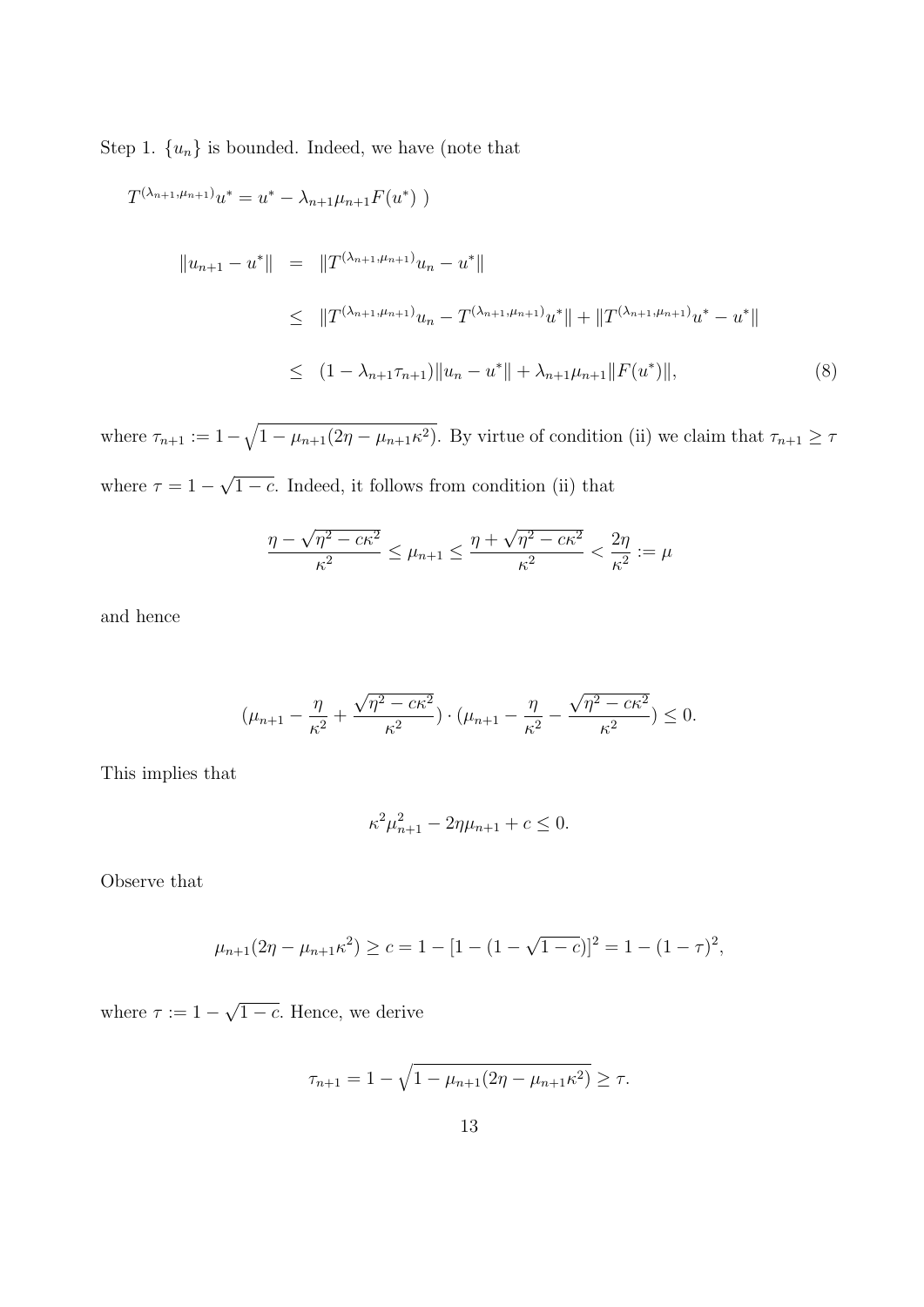Step 1. $\{u_n\}$ is bounded. Indeed, we have (note that

$T^{(\lambda_{n+1},\mu_{n+1})}u^* = u^* - \lambda_{n+1}\mu_{n+1}F(u^*)$ )

$$
\begin{aligned}
\|u_{n+1} - u^*\| &= \|T^{(\lambda_{n+1},\mu_{n+1})}u_n - u^*\| \\
&\leq \|T^{(\lambda_{n+1},\mu_{n+1})}u_n - T^{(\lambda_{n+1},\mu_{n+1})}u^*\| + \|T^{(\lambda_{n+1},\mu_{n+1})}u^* - u^*\| \\
&\leq (1 - \lambda_{n+1}\tau_{n+1})\|u_n - u^*\| + \lambda_{n+1}\mu_{n+1}\|F(u^*)\|, \qquad (8)
\end{aligned}
$$

where $\tau_{n+1} := 1 - \sqrt{1 - \mu_{n+1}(2\eta - \mu_{n+1}\kappa^2)}$. By virtue of condition (ii) we claim that $\tau_{n+1} \geq \tau$ where $\tau = 1 - \sqrt{1-c}$. Indeed, it follows from condition (ii) that

$$
\frac{\eta - \sqrt{\eta^2 - c\kappa^2}}{\kappa^2} \leq \mu_{n+1} \leq \frac{\eta + \sqrt{\eta^2 - c\kappa^2}}{\kappa^2} < \frac{2\eta}{\kappa^2} := \mu
$$

and hence

$$
\left(\mu_{n+1} - \frac{\eta}{\kappa^2} + \frac{\sqrt{\eta^2 - c\kappa^2}}{\kappa^2}\right) \cdot \left(\mu_{n+1} - \frac{\eta}{\kappa^2} - \frac{\sqrt{\eta^2 - c\kappa^2}}{\kappa^2}\right) \leq 0.
$$

This implies that

$$
\kappa^2\mu_{n+1}^2 - 2\eta\mu_{n+1} + c \leq 0.
$$

Observe that

$$
\mu_{n+1}(2\eta - \mu_{n+1}\kappa^2) \geq c = 1 - [1 - (1 - \sqrt{1-c})]^2 = 1 - (1-\tau)^2,
$$

where $\tau := 1 - \sqrt{1-c}$. Hence, we derive

$$
\tau_{n+1} = 1 - \sqrt{1 - \mu_{n+1}(2\eta - \mu_{n+1}\kappa^2)} \geq \tau.
$$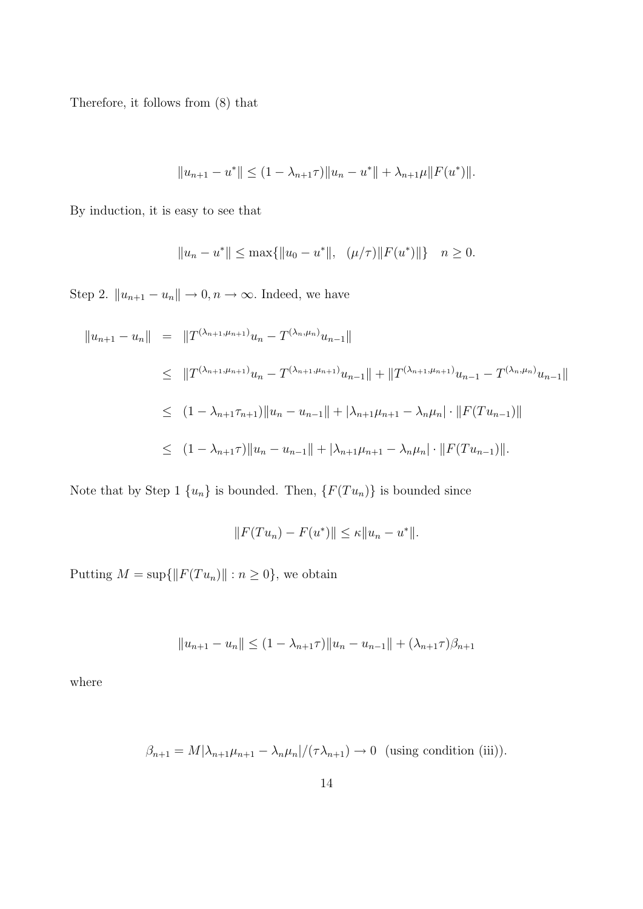Therefore, it follows from (8) that

$$\|u_{n+1} - u^*\| \leq (1 - \lambda_{n+1}\tau)\|u_n - u^*\| + \lambda_{n+1}\mu\|F(u^*)\|.$$

By induction, it is easy to see that

$$\|u_n - u^*\| \leq \max\{\|u_0 - u^*\|, \quad (\mu/\tau)\|F(u^*)\|\} \quad n \geq 0.$$

Step 2. $\|u_{n+1} - u_n\| \to 0, n \to \infty$. Indeed, we have

$$\begin{aligned}
\|u_{n+1} - u_n\| &= \|T^{(\lambda_{n+1},\mu_{n+1})}u_n - T^{(\lambda_n,\mu_n)}u_{n-1}\| \\
&\leq \|T^{(\lambda_{n+1},\mu_{n+1})}u_n - T^{(\lambda_{n+1},\mu_{n+1})}u_{n-1}\| + \|T^{(\lambda_{n+1},\mu_{n+1})}u_{n-1} - T^{(\lambda_n,\mu_n)}u_{n-1}\| \\
&\leq (1 - \lambda_{n+1}\tau_{n+1})\|u_n - u_{n-1}\| + |\lambda_{n+1}\mu_{n+1} - \lambda_n\mu_n| \cdot \|F(Tu_{n-1})\| \\
&\leq (1 - \lambda_{n+1}\tau)\|u_n - u_{n-1}\| + |\lambda_{n+1}\mu_{n+1} - \lambda_n\mu_n| \cdot \|F(Tu_{n-1})\|.
\end{aligned}$$

Note that by Step 1 $\{u_n\}$ is bounded. Then, $\{F(Tu_n)\}$ is bounded since

$$\|F(Tu_n) - F(u^*)\| \leq \kappa\|u_n - u^*\|.$$

Putting $M = \sup\{\|F(Tu_n)\| : n \geq 0\}$, we obtain

$$\|u_{n+1} - u_n\| \leq (1 - \lambda_{n+1}\tau)\|u_n - u_{n-1}\| + (\lambda_{n+1}\tau)\beta_{n+1}$$

where

$$\beta_{n+1} = M|\lambda_{n+1}\mu_{n+1} - \lambda_n\mu_n|/(\tau\lambda_{n+1}) \to 0 \text{ (using condition (iii))}.$$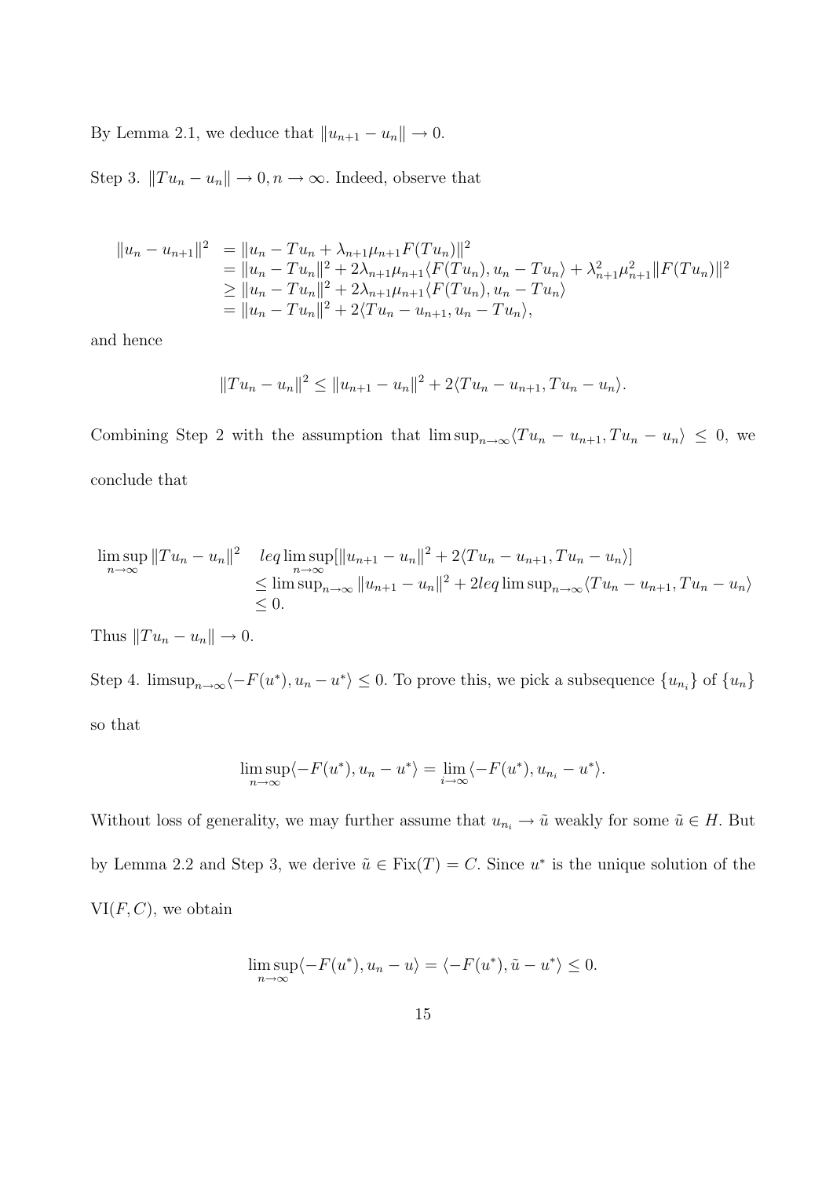By Lemma 2.1, we deduce that $\|u_{n+1} - u_n\| \to 0$.

Step 3. $\|Tu_n - u_n\| \to 0, n \to \infty$. Indeed, observe that

$$
\begin{aligned}
\|u_n - u_{n+1}\|^2 &= \|u_n - Tu_n + \lambda_{n+1}\mu_{n+1}F(Tu_n)\|^2 \\
&= \|u_n - Tu_n\|^2 + 2\lambda_{n+1}\mu_{n+1}\langle F(Tu_n), u_n - Tu_n\rangle + \lambda_{n+1}^2\mu_{n+1}^2\|F(Tu_n)\|^2 \\
&\geq \|u_n - Tu_n\|^2 + 2\lambda_{n+1}\mu_{n+1}\langle F(Tu_n), u_n - Tu_n\rangle \\
&= \|u_n - Tu_n\|^2 + 2\langle Tu_n - u_{n+1}, u_n - Tu_n\rangle,
\end{aligned}
$$

and hence

$$
\|Tu_n - u_n\|^2 \leq \|u_{n+1} - u_n\|^2 + 2\langle Tu_n - u_{n+1}, Tu_n - u_n\rangle.
$$

Combining Step 2 with the assumption that $\limsup_{n\to\infty}\langle Tu_n - u_{n+1}, Tu_n - u_n\rangle \leq 0$, we conclude that

$$
\begin{aligned}
\limsup_{n\to\infty}\|Tu_n - u_n\|^2 \quad & leq \limsup_{n\to\infty}[\|u_{n+1} - u_n\|^2 + 2\langle Tu_n - u_{n+1}, Tu_n - u_n\rangle] \\
&\leq \limsup_{n\to\infty}\|u_{n+1} - u_n\|^2 + 2leq \limsup_{n\to\infty}\langle Tu_n - u_{n+1}, Tu_n - u_n\rangle \\
&\leq 0.
\end{aligned}
$$

Thus $\|Tu_n - u_n\| \to 0$.

Step 4. $\text{limsup}_{n\to\infty}\langle -F(u^*), u_n - u^*\rangle \leq 0$. To prove this, we pick a subsequence $\{u_{n_i}\}$ of $\{u_n\}$ so that

$$
\limsup_{n\to\infty}\langle -F(u^*), u_n - u^*\rangle = \lim_{i\to\infty}\langle -F(u^*), u_{n_i} - u^*\rangle.
$$

Without loss of generality, we may further assume that $u_{n_i} \to \tilde{u}$ weakly for some $\tilde{u} \in H$. But by Lemma 2.2 and Step 3, we derive $\tilde{u} \in \text{Fix}(T) = C$. Since $u^*$ is the unique solution of the $\text{VI}(F, C)$, we obtain

$$
\limsup_{n\to\infty}\langle -F(u^*), u_n - u\rangle = \langle -F(u^*), \tilde{u} - u^*\rangle \leq 0.
$$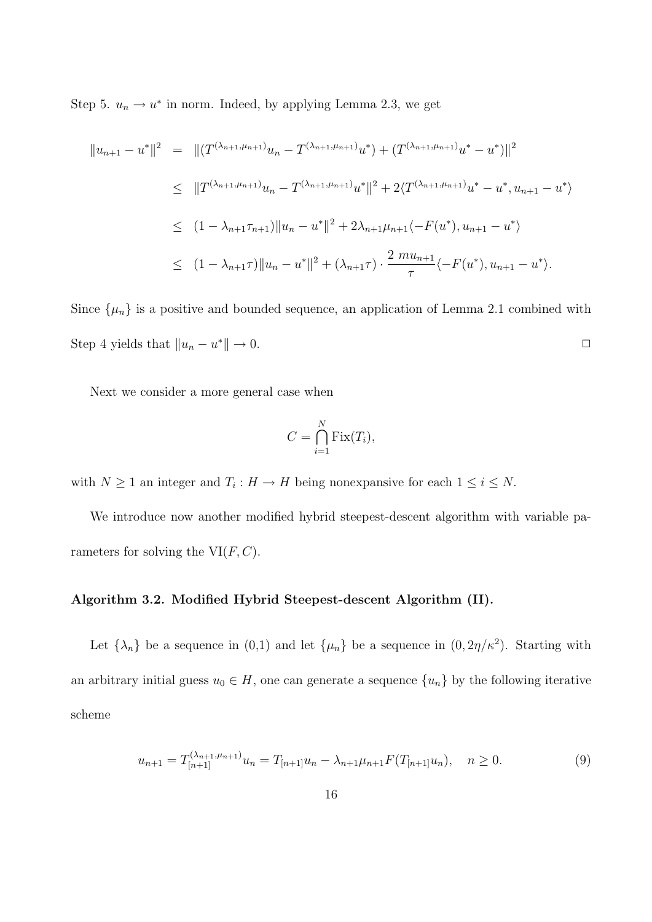Step 5. $u_n \to u^*$ in norm. Indeed, by applying Lemma 2.3, we get

$$
\begin{aligned}
\|u_{n+1} - u^*\|^2 &= \|(T^{(\lambda_{n+1},\mu_{n+1})}u_n - T^{(\lambda_{n+1},\mu_{n+1})}u^*) + (T^{(\lambda_{n+1},\mu_{n+1})}u^* - u^*)\|^2 \\
&\leq \|T^{(\lambda_{n+1},\mu_{n+1})}u_n - T^{(\lambda_{n+1},\mu_{n+1})}u^*\|^2 + 2\langle T^{(\lambda_{n+1},\mu_{n+1})}u^* - u^*, u_{n+1} - u^*\rangle \\
&\leq (1 - \lambda_{n+1}\tau_{n+1})\|u_n - u^*\|^2 + 2\lambda_{n+1}\mu_{n+1}\langle -F(u^*), u_{n+1} - u^*\rangle \\
&\leq (1 - \lambda_{n+1}\tau)\|u_n - u^*\|^2 + (\lambda_{n+1}\tau) \cdot \frac{2\ mu_{n+1}}{\tau}\langle -F(u^*), u_{n+1} - u^*\rangle.
\end{aligned}
$$

Since $\{\mu_n\}$ is a positive and bounded sequence, an application of Lemma 2.1 combined with Step 4 yields that $\|u_n - u^*\| \to 0$. $\square$

Next we consider a more general case when

$$
C = \bigcap_{i=1}^{N} \mathrm{Fix}(T_i),
$$

with $N \geq 1$ an integer and $T_i : H \to H$ being nonexpansive for each $1 \leq i \leq N$.

We introduce now another modified hybrid steepest-descent algorithm with variable parameters for solving the $\mathrm{VI}(F, C)$.

**Algorithm 3.2. Modified Hybrid Steepest-descent Algorithm (II).**

Let $\{\lambda_n\}$ be a sequence in (0,1) and let $\{\mu_n\}$ be a sequence in $(0, 2\eta/\kappa^2)$. Starting with an arbitrary initial guess $u_0 \in H$, one can generate a sequence $\{u_n\}$ by the following iterative scheme

$$
u_{n+1} = T_{[n+1]}^{(\lambda_{n+1},\mu_{n+1})}u_n = T_{[n+1]}u_n - \lambda_{n+1}\mu_{n+1}F(T_{[n+1]}u_n), \quad n \geq 0. \tag{9}
$$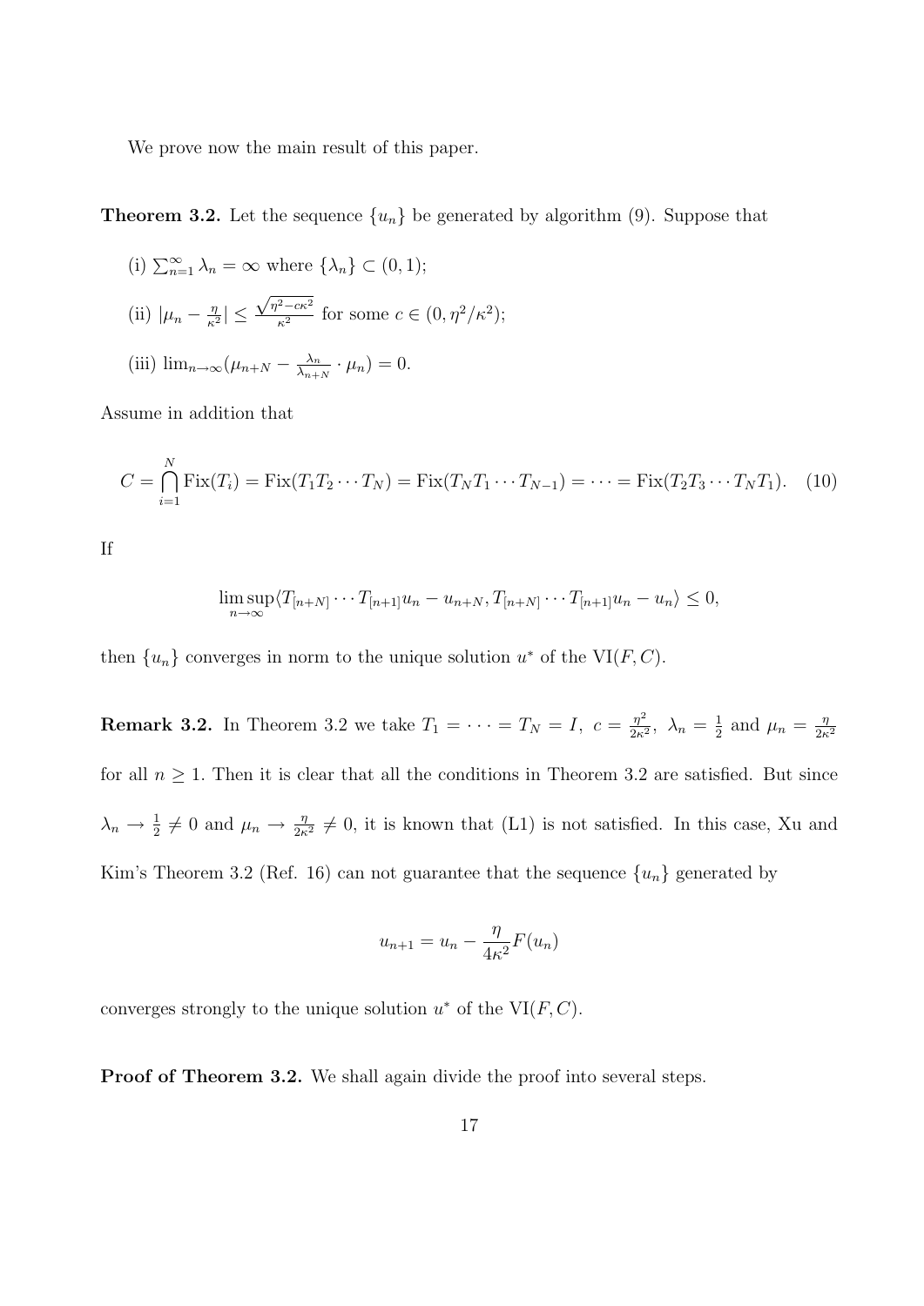We prove now the main result of this paper.

**Theorem 3.2.** Let the sequence $\{u_n\}$ be generated by algorithm (9). Suppose that

(i) $\sum_{n=1}^{\infty} \lambda_n = \infty$ where $\{\lambda_n\} \subset (0,1)$;

(ii) $|\mu_n - \frac{\eta}{\kappa^2}| \leq \frac{\sqrt{\eta^2 - c\kappa^2}}{\kappa^2}$ for some $c \in (0, \eta^2/\kappa^2)$;

(iii) $\lim_{n\to\infty}(\mu_{n+N} - \frac{\lambda_n}{\lambda_{n+N}} \cdot \mu_n) = 0$.

Assume in addition that

$$C = \bigcap_{i=1}^{N} \mathrm{Fix}(T_i) = \mathrm{Fix}(T_1 T_2 \cdots T_N) = \mathrm{Fix}(T_N T_1 \cdots T_{N-1}) = \cdots = \mathrm{Fix}(T_2 T_3 \cdots T_N T_1). \quad (10)$$

If

$$\limsup_{n\to\infty} \langle T_{[n+N]} \cdots T_{[n+1]} u_n - u_{n+N}, T_{[n+N]} \cdots T_{[n+1]} u_n - u_n \rangle \leq 0,$$

then $\{u_n\}$ converges in norm to the unique solution $u^*$ of the $\mathrm{VI}(F, C)$.

**Remark 3.2.** In Theorem 3.2 we take $T_1 = \cdots = T_N = I$, $c = \frac{\eta^2}{2\kappa^2}$, $\lambda_n = \frac{1}{2}$ and $\mu_n = \frac{\eta}{2\kappa^2}$ for all $n \geq 1$. Then it is clear that all the conditions in Theorem 3.2 are satisfied. But since $\lambda_n \to \frac{1}{2} \neq 0$ and $\mu_n \to \frac{\eta}{2\kappa^2} \neq 0$, it is known that (L1) is not satisfied. In this case, Xu and Kim's Theorem 3.2 (Ref. 16) can not guarantee that the sequence $\{u_n\}$ generated by

$$u_{n+1} = u_n - \frac{\eta}{4\kappa^2} F(u_n)$$

converges strongly to the unique solution $u^*$ of the $\mathrm{VI}(F, C)$.

**Proof of Theorem 3.2.** We shall again divide the proof into several steps.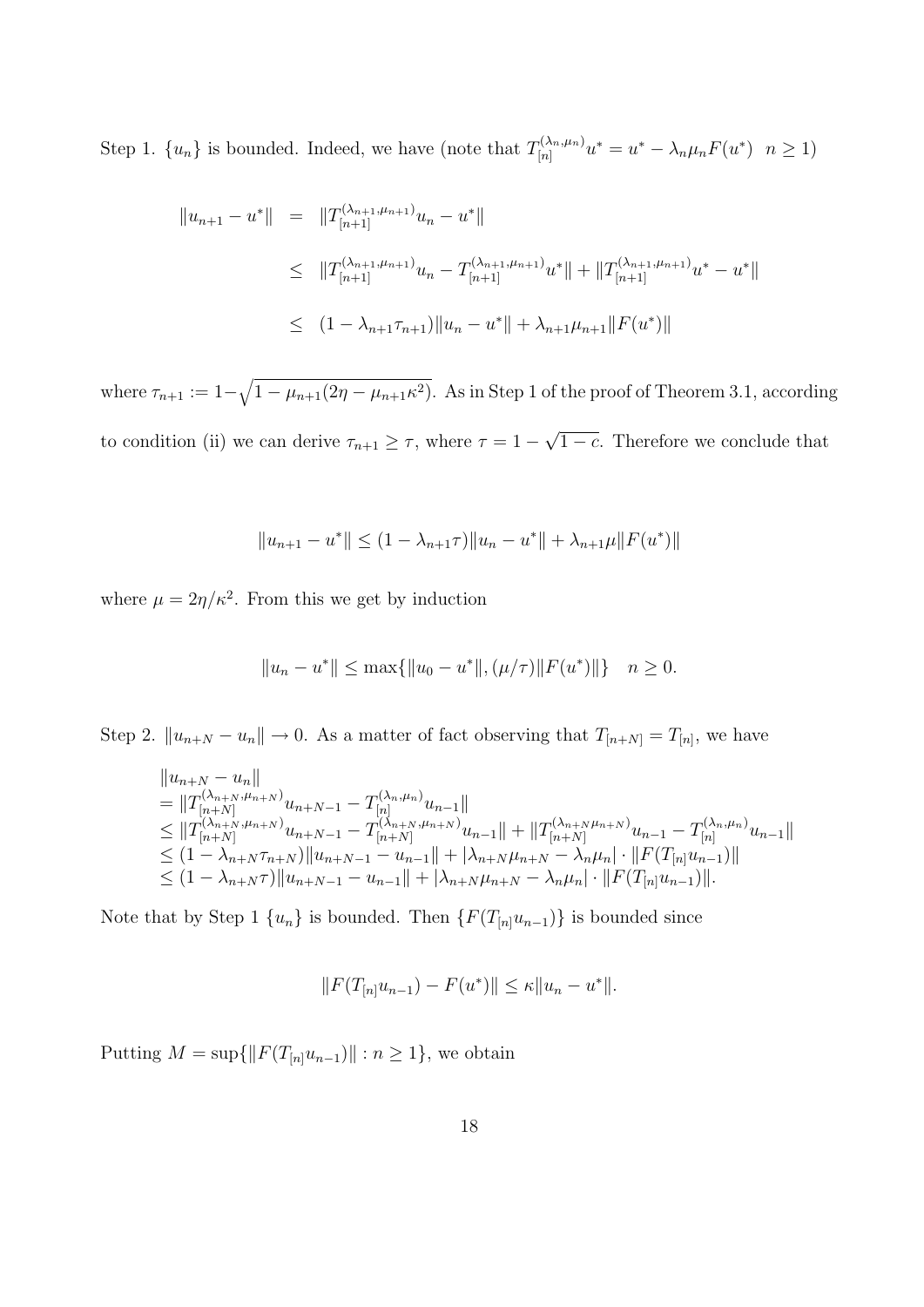Step 1. $\{u_n\}$ is bounded. Indeed, we have (note that $T_{[n]}^{(\lambda_n,\mu_n)}u^* = u^* - \lambda_n\mu_n F(u^*) \ \ n \geq 1$)

$$
\begin{aligned}
\|u_{n+1} - u^*\| &= \|T_{[n+1]}^{(\lambda_{n+1},\mu_{n+1})}u_n - u^*\| \\
&\leq \|T_{[n+1]}^{(\lambda_{n+1},\mu_{n+1})}u_n - T_{[n+1]}^{(\lambda_{n+1},\mu_{n+1})}u^*\| + \|T_{[n+1]}^{(\lambda_{n+1},\mu_{n+1})}u^* - u^*\| \\
&\leq (1 - \lambda_{n+1}\tau_{n+1})\|u_n - u^*\| + \lambda_{n+1}\mu_{n+1}\|F(u^*)\|
\end{aligned}
$$

where $\tau_{n+1} := 1 - \sqrt{1 - \mu_{n+1}(2\eta - \mu_{n+1}\kappa^2)}$. As in Step 1 of the proof of Theorem 3.1, according to condition (ii) we can derive $\tau_{n+1} \geq \tau$, where $\tau = 1 - \sqrt{1-c}$. Therefore we conclude that

$$
\|u_{n+1} - u^*\| \leq (1 - \lambda_{n+1}\tau)\|u_n - u^*\| + \lambda_{n+1}\mu\|F(u^*)\|
$$

where $\mu = 2\eta/\kappa^2$. From this we get by induction

$$
\|u_n - u^*\| \leq \max\{\|u_0 - u^*\|, (\mu/\tau)\|F(u^*)\|\} \quad n \geq 0.
$$

Step 2. $\|u_{n+N} - u_n\| \to 0$. As a matter of fact observing that $T_{[n+N]} = T_{[n]}$, we have

$$
\begin{aligned}
&\|u_{n+N} - u_n\| \\
&= \|T_{[n+N]}^{(\lambda_{n+N},\mu_{n+N})}u_{n+N-1} - T_{[n]}^{(\lambda_n,\mu_n)}u_{n-1}\| \\
&\leq \|T_{[n+N]}^{(\lambda_{n+N},\mu_{n+N})}u_{n+N-1} - T_{[n+N]}^{(\lambda_{n+N},\mu_{n+N})}u_{n-1}\| + \|T_{[n+N]}^{(\lambda_{n+N}\mu_{n+N})}u_{n-1} - T_{[n]}^{(\lambda_n,\mu_n)}u_{n-1}\| \\
&\leq (1 - \lambda_{n+N}\tau_{n+N})\|u_{n+N-1} - u_{n-1}\| + |\lambda_{n+N}\mu_{n+N} - \lambda_n\mu_n| \cdot \|F(T_{[n]}u_{n-1})\| \\
&\leq (1 - \lambda_{n+N}\tau)\|u_{n+N-1} - u_{n-1}\| + |\lambda_{n+N}\mu_{n+N} - \lambda_n\mu_n| \cdot \|F(T_{[n]}u_{n-1})\|.
\end{aligned}
$$

Note that by Step 1 $\{u_n\}$ is bounded. Then $\{F(T_{[n]}u_{n-1})\}$ is bounded since

$$
\|F(T_{[n]}u_{n-1}) - F(u^*)\| \leq \kappa\|u_n - u^*\|.
$$

Putting $M = \sup\{\|F(T_{[n]}u_{n-1})\| : n \geq 1\}$, we obtain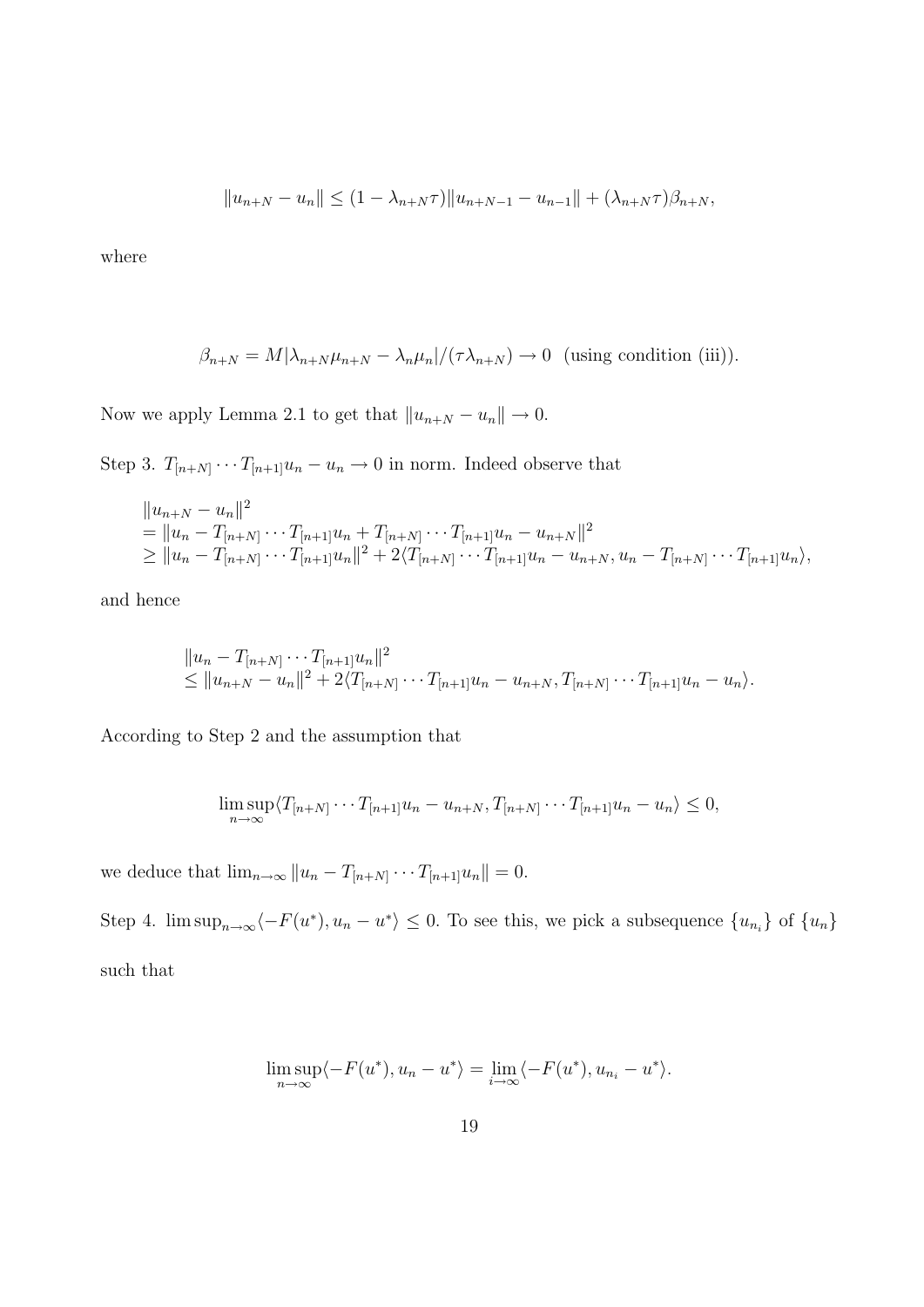$$\|u_{n+N} - u_n\| \leq (1 - \lambda_{n+N}\tau)\|u_{n+N-1} - u_{n-1}\| + (\lambda_{n+N}\tau)\beta_{n+N},$$

where

$$\beta_{n+N} = M|\lambda_{n+N}\mu_{n+N} - \lambda_n\mu_n|/(\tau\lambda_{n+N}) \to 0 \quad \text{(using condition (iii))}.$$

Now we apply Lemma 2.1 to get that $\|u_{n+N} - u_n\| \to 0$.

Step 3. $T_{[n+N]} \cdots T_{[n+1]}u_n - u_n \to 0$ in norm. Indeed observe that

$$\begin{aligned}
&\|u_{n+N} - u_n\|^2 \\
&= \|u_n - T_{[n+N]} \cdots T_{[n+1]}u_n + T_{[n+N]} \cdots T_{[n+1]}u_n - u_{n+N}\|^2 \\
&\geq \|u_n - T_{[n+N]} \cdots T_{[n+1]}u_n\|^2 + 2\langle T_{[n+N]} \cdots T_{[n+1]}u_n - u_{n+N}, u_n - T_{[n+N]} \cdots T_{[n+1]}u_n\rangle,
\end{aligned}$$

and hence

$$\begin{aligned}
&\|u_n - T_{[n+N]} \cdots T_{[n+1]}u_n\|^2 \\
&\leq \|u_{n+N} - u_n\|^2 + 2\langle T_{[n+N]} \cdots T_{[n+1]}u_n - u_{n+N}, T_{[n+N]} \cdots T_{[n+1]}u_n - u_n\rangle.
\end{aligned}$$

According to Step 2 and the assumption that

$$\limsup_{n\to\infty}\langle T_{[n+N]} \cdots T_{[n+1]}u_n - u_{n+N}, T_{[n+N]} \cdots T_{[n+1]}u_n - u_n\rangle \leq 0,$$

we deduce that $\lim_{n\to\infty} \|u_n - T_{[n+N]} \cdots T_{[n+1]}u_n\| = 0$.

Step 4. $\limsup_{n\to\infty}\langle -F(u^*), u_n - u^*\rangle \leq 0$. To see this, we pick a subsequence $\{u_{n_i}\}$ of $\{u_n\}$ such that

$$\limsup_{n\to\infty}\langle -F(u^*), u_n - u^*\rangle = \lim_{i\to\infty}\langle -F(u^*), u_{n_i} - u^*\rangle.$$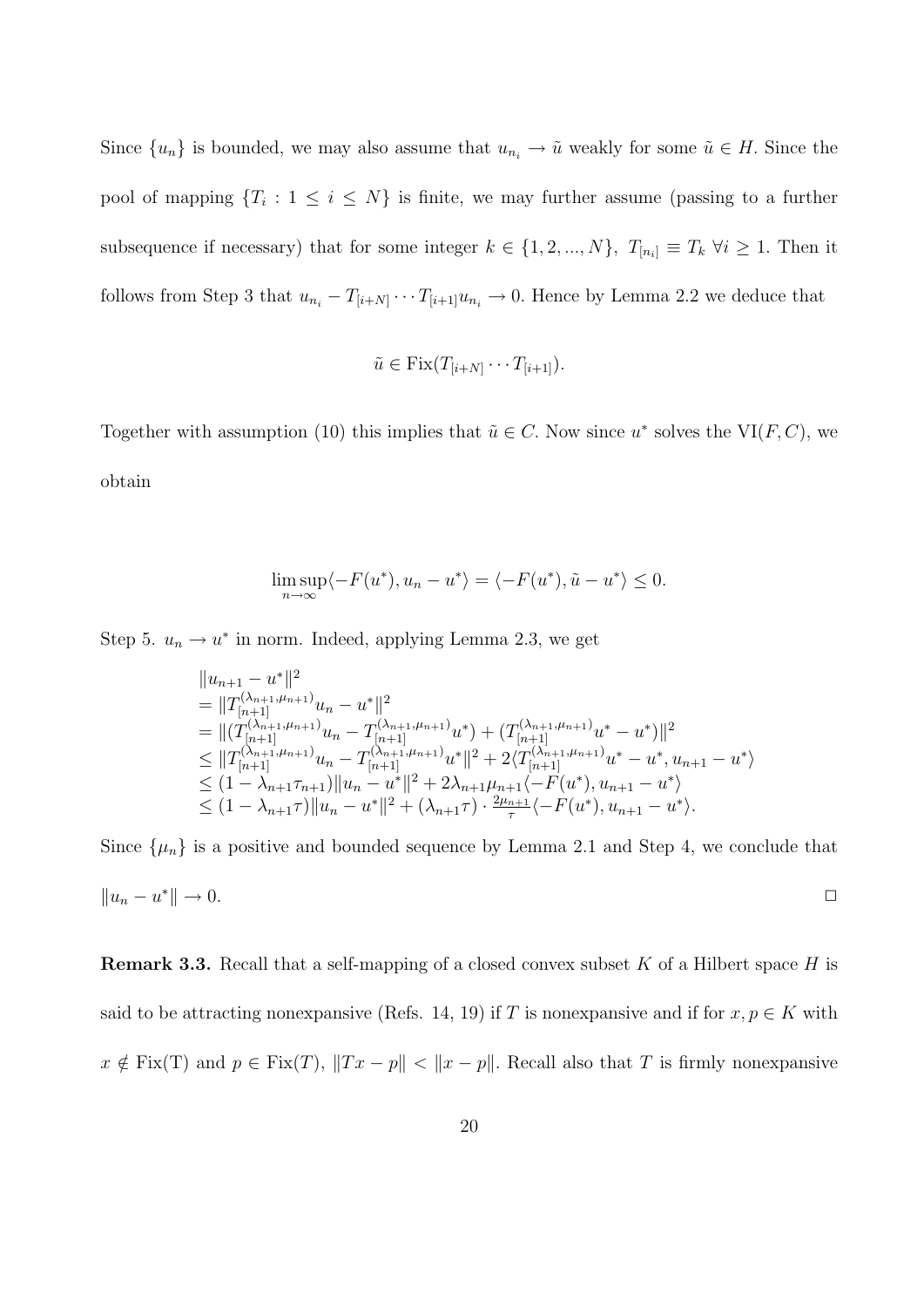Since $\{u_n\}$ is bounded, we may also assume that $u_{n_i} \to \tilde{u}$ weakly for some $\tilde{u} \in H$. Since the pool of mapping $\{T_i : 1 \leq i \leq N\}$ is finite, we may further assume (passing to a further subsequence if necessary) that for some integer $k \in \{1, 2, ..., N\}$, $T_{[n_i]} \equiv T_k \ \forall i \geq 1$. Then it follows from Step 3 that $u_{n_i} - T_{[i+N]} \cdots T_{[i+1]} u_{n_i} \to 0$. Hence by Lemma 2.2 we deduce that

$$\tilde{u} \in \mathrm{Fix}(T_{[i+N]} \cdots T_{[i+1]}).$$

Together with assumption (10) this implies that $\tilde{u} \in C$. Now since $u^*$ solves the $\mathrm{VI}(F, C)$, we obtain

$$\limsup_{n\to\infty} \langle -F(u^*), u_n - u^* \rangle = \langle -F(u^*), \tilde{u} - u^* \rangle \leq 0.$$

Step 5. $u_n \to u^*$ in norm. Indeed, applying Lemma 2.3, we get

$$\begin{aligned}
&\|u_{n+1} - u^*\|^2 \\
&= \|T_{[n+1]}^{(\lambda_{n+1}, \mu_{n+1})} u_n - u^*\|^2 \\
&= \|(T_{[n+1]}^{(\lambda_{n+1}, \mu_{n+1})} u_n - T_{[n+1]}^{(\lambda_{n+1}, \mu_{n+1})} u^*) + (T_{[n+1]}^{(\lambda_{n+1}, \mu_{n+1})} u^* - u^*)\|^2 \\
&\leq \|T_{[n+1]}^{(\lambda_{n+1}, \mu_{n+1})} u_n - T_{[n+1]}^{(\lambda_{n+1}, \mu_{n+1})} u^*\|^2 + 2\langle T_{[n+1]}^{(\lambda_{n+1}, \mu_{n+1})} u^* - u^*, u_{n+1} - u^* \rangle \\
&\leq (1 - \lambda_{n+1}\tau_{n+1})\|u_n - u^*\|^2 + 2\lambda_{n+1}\mu_{n+1}\langle -F(u^*), u_{n+1} - u^* \rangle \\
&\leq (1 - \lambda_{n+1}\tau)\|u_n - u^*\|^2 + (\lambda_{n+1}\tau) \cdot \tfrac{2\mu_{n+1}}{\tau}\langle -F(u^*), u_{n+1} - u^* \rangle.
\end{aligned}$$

Since $\{\mu_n\}$ is a positive and bounded sequence by Lemma 2.1 and Step 4, we conclude that $\|u_n - u^*\| \to 0$. □

**Remark 3.3.** Recall that a self-mapping of a closed convex subset $K$ of a Hilbert space $H$ is said to be attracting nonexpansive (Refs. 14, 19) if $T$ is nonexpansive and if for $x, p \in K$ with $x \notin \mathrm{Fix(T)}$ and $p \in \mathrm{Fix}(T)$, $\|Tx - p\| < \|x - p\|$. Recall also that $T$ is firmly nonexpansive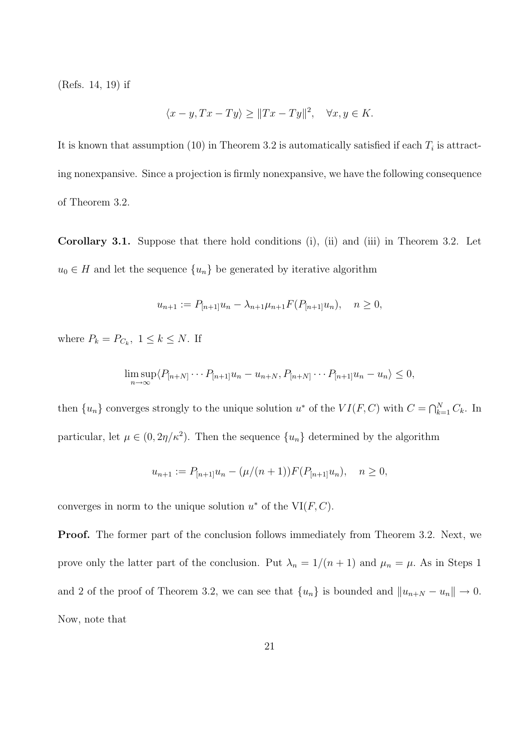(Refs. 14, 19) if

$$\langle x - y, Tx - Ty \rangle \geq \|Tx - Ty\|^2, \quad \forall x, y \in K.$$

It is known that assumption (10) in Theorem 3.2 is automatically satisfied if each $T_i$ is attracting nonexpansive. Since a projection is firmly nonexpansive, we have the following consequence of Theorem 3.2.

**Corollary 3.1.** Suppose that there hold conditions (i), (ii) and (iii) in Theorem 3.2. Let $u_0 \in H$ and let the sequence $\{u_n\}$ be generated by iterative algorithm

$$u_{n+1} := P_{[n+1]}u_n - \lambda_{n+1}\mu_{n+1}F(P_{[n+1]}u_n), \quad n \geq 0,$$

where $P_k = P_{C_k}, \ 1 \leq k \leq N$. If

$$\limsup_{n\to\infty} \langle P_{[n+N]} \cdots P_{[n+1]}u_n - u_{n+N}, P_{[n+N]} \cdots P_{[n+1]}u_n - u_n \rangle \leq 0,$$

then $\{u_n\}$ converges strongly to the unique solution $u^*$ of the $VI(F, C)$ with $C = \bigcap_{k=1}^{N} C_k$. In particular, let $\mu \in (0, 2\eta/\kappa^2)$. Then the sequence $\{u_n\}$ determined by the algorithm

$$u_{n+1} := P_{[n+1]}u_n - (\mu/(n+1))F(P_{[n+1]}u_n), \quad n \geq 0,$$

converges in norm to the unique solution $u^*$ of the $\mathrm{VI}(F, C)$.

**Proof.** The former part of the conclusion follows immediately from Theorem 3.2. Next, we prove only the latter part of the conclusion. Put $\lambda_n = 1/(n+1)$ and $\mu_n = \mu$. As in Steps 1 and 2 of the proof of Theorem 3.2, we can see that $\{u_n\}$ is bounded and $\|u_{n+N} - u_n\| \to 0$. Now, note that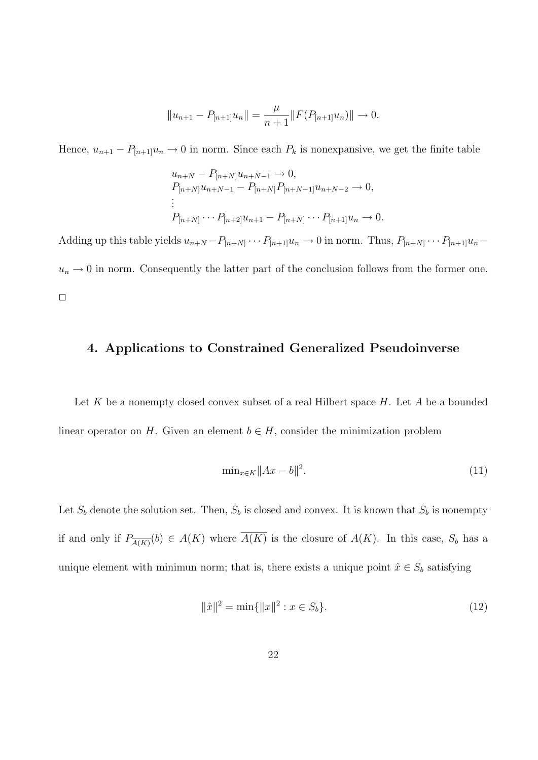$$\|u_{n+1} - P_{[n+1]}u_n\| = \frac{\mu}{n+1}\|F(P_{[n+1]}u_n)\| \to 0.$$

Hence, $u_{n+1} - P_{[n+1]}u_n \to 0$ in norm. Since each $P_k$ is nonexpansive, we get the finite table

$$\begin{aligned}
&u_{n+N} - P_{[n+N]}u_{n+N-1} \to 0,\\
&P_{[n+N]}u_{n+N-1} - P_{[n+N]}P_{[n+N-1]}u_{n+N-2} \to 0,\\
&\vdots\\
&P_{[n+N]} \cdots P_{[n+2]}u_{n+1} - P_{[n+N]} \cdots P_{[n+1]}u_n \to 0.
\end{aligned}$$

Adding up this table yields $u_{n+N} - P_{[n+N]} \cdots P_{[n+1]}u_n \to 0$ in norm. Thus, $P_{[n+N]} \cdots P_{[n+1]}u_n - u_n \to 0$ in norm. Consequently the latter part of the conclusion follows from the former one. □

## 4. Applications to Constrained Generalized Pseudoinverse

Let $K$ be a nonempty closed convex subset of a real Hilbert space $H$. Let $A$ be a bounded linear operator on $H$. Given an element $b \in H$, consider the minimization problem

$$\min_{x \in K}\|Ax - b\|^2. \tag{11}$$

Let $S_b$ denote the solution set. Then, $S_b$ is closed and convex. It is known that $S_b$ is nonempty if and only if $P_{\overline{A(K)}}(b) \in A(K)$ where $\overline{A(K)}$ is the closure of $A(K)$. In this case, $S_b$ has a unique element with minimun norm; that is, there exists a unique point $\hat{x} \in S_b$ satisfying

$$\|\hat{x}\|^2 = \min\{\|x\|^2 : x \in S_b\}. \tag{12}$$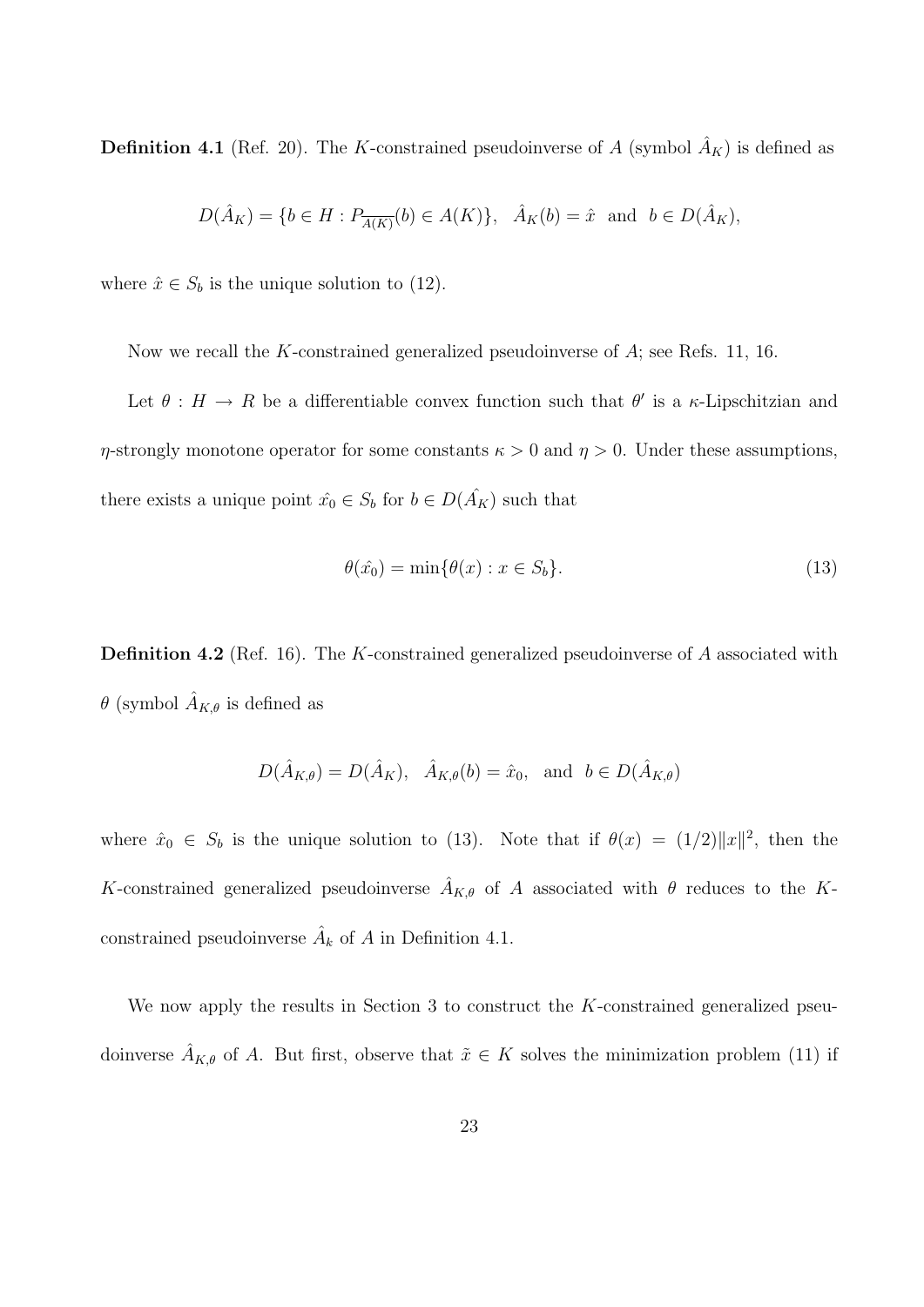**Definition 4.1** (Ref. 20). The $K$-constrained pseudoinverse of $A$ (symbol $\hat{A}_K$) is defined as

$$D(\hat{A}_K) = \{b \in H : P_{\overline{A(K)}}(b) \in A(K)\}, \quad \hat{A}_K(b) = \hat{x} \text{ and } b \in D(\hat{A}_K),$$

where $\hat{x} \in S_b$ is the unique solution to (12).

Now we recall the $K$-constrained generalized pseudoinverse of $A$; see Refs. 11, 16.

Let $\theta : H \to R$ be a differentiable convex function such that $\theta'$ is a $\kappa$-Lipschitzian and $\eta$-strongly monotone operator for some constants $\kappa > 0$ and $\eta > 0$. Under these assumptions, there exists a unique point $\hat{x_0} \in S_b$ for $b \in D(\hat{A_K})$ such that

$$\theta(\hat{x_0}) = \min\{\theta(x) : x \in S_b\}. \tag{13}$$

**Definition 4.2** (Ref. 16). The $K$-constrained generalized pseudoinverse of $A$ associated with $\theta$ (symbol $\hat{A}_{K,\theta}$ is defined as

$$D(\hat{A}_{K,\theta}) = D(\hat{A}_K), \quad \hat{A}_{K,\theta}(b) = \hat{x}_0, \quad \text{and} \quad b \in D(\hat{A}_{K,\theta})$$

where $\hat{x}_0 \in S_b$ is the unique solution to (13). Note that if $\theta(x) = (1/2)\|x\|^2$, then the $K$-constrained generalized pseudoinverse $\hat{A}_{K,\theta}$ of $A$ associated with $\theta$ reduces to the $K$-constrained pseudoinverse $\hat{A}_k$ of $A$ in Definition 4.1.

We now apply the results in Section 3 to construct the $K$-constrained generalized pseudoinverse $\hat{A}_{K,\theta}$ of $A$. But first, observe that $\tilde{x} \in K$ solves the minimization problem (11) if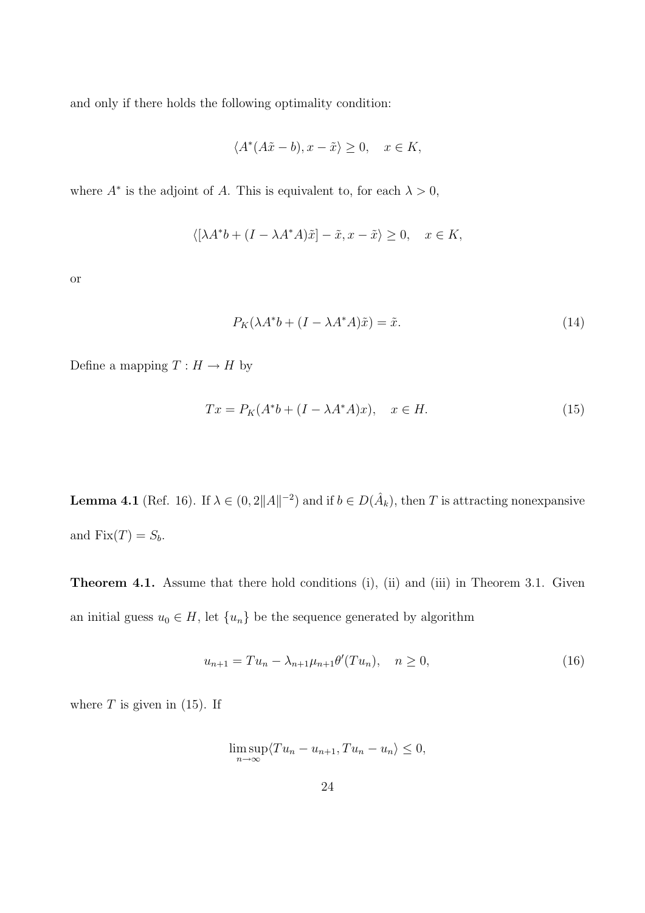and only if there holds the following optimality condition:

$$\langle A^*(A\tilde{x} - b), x - \tilde{x}\rangle \geq 0, \quad x \in K,$$

where $A^*$ is the adjoint of $A$. This is equivalent to, for each $\lambda > 0$,

$$\langle [\lambda A^* b + (I - \lambda A^* A)\tilde{x}] - \tilde{x}, x - \tilde{x}\rangle \geq 0, \quad x \in K,$$

or

$$P_K(\lambda A^* b + (I - \lambda A^* A)\tilde{x}) = \tilde{x}. \tag{14}$$

Define a mapping $T : H \to H$ by

$$Tx = P_K(A^* b + (I - \lambda A^* A)x), \quad x \in H. \tag{15}$$

**Lemma 4.1** (Ref. 16). If $\lambda \in (0, 2\|A\|^{-2})$ and if $b \in D(\hat{A}_k)$, then $T$ is attracting nonexpansive and $\mathrm{Fix}(T) = S_b$.

**Theorem 4.1.** Assume that there hold conditions (i), (ii) and (iii) in Theorem 3.1. Given an initial guess $u_0 \in H$, let $\{u_n\}$ be the sequence generated by algorithm

$$u_{n+1} = Tu_n - \lambda_{n+1}\mu_{n+1}\theta'(Tu_n), \quad n \geq 0, \tag{16}$$

where $T$ is given in (15). If

$$\limsup_{n\to\infty}\langle Tu_n - u_{n+1}, Tu_n - u_n\rangle \leq 0,$$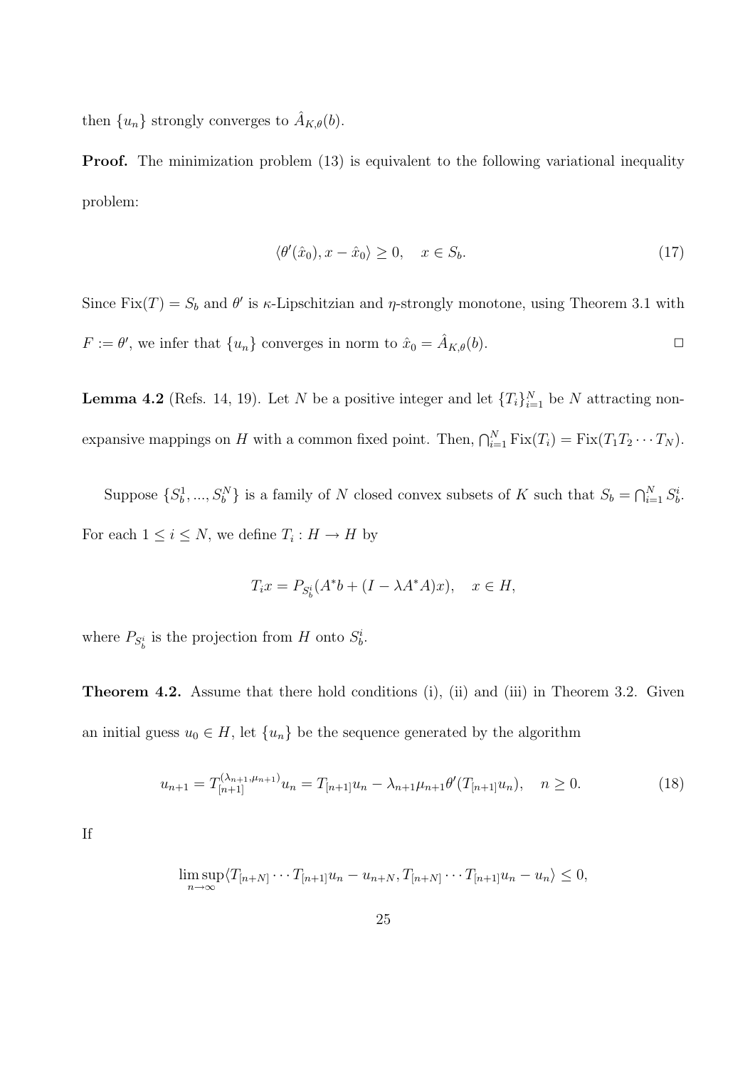then $\{u_n\}$ strongly converges to $\hat{A}_{K,\theta}(b)$.

**Proof.** The minimization problem (13) is equivalent to the following variational inequality problem:

$$\langle \theta'(\hat{x}_0), x - \hat{x}_0 \rangle \geq 0, \quad x \in S_b. \tag{17}$$

Since $\text{Fix}(T) = S_b$ and $\theta'$ is $\kappa$-Lipschitzian and $\eta$-strongly monotone, using Theorem 3.1 with $F := \theta'$, we infer that $\{u_n\}$ converges in norm to $\hat{x}_0 = \hat{A}_{K,\theta}(b)$. $\square$

**Lemma 4.2** (Refs. 14, 19). Let $N$ be a positive integer and let $\{T_i\}_{i=1}^N$ be $N$ attracting nonexpansive mappings on $H$ with a common fixed point. Then, $\bigcap_{i=1}^N \text{Fix}(T_i) = \text{Fix}(T_1 T_2 \cdots T_N)$.

Suppose $\{S_b^1, ..., S_b^N\}$ is a family of $N$ closed convex subsets of $K$ such that $S_b = \bigcap_{i=1}^N S_b^i$. For each $1 \leq i \leq N$, we define $T_i : H \to H$ by

$$T_i x = P_{S_b^i}(A^* b + (I - \lambda A^* A)x), \quad x \in H,$$

where $P_{S_b^i}$ is the projection from $H$ onto $S_b^i$.

**Theorem 4.2.** Assume that there hold conditions (i), (ii) and (iii) in Theorem 3.2. Given an initial guess $u_0 \in H$, let $\{u_n\}$ be the sequence generated by the algorithm

$$u_{n+1} = T_{[n+1]}^{(\lambda_{n+1}, \mu_{n+1})} u_n = T_{[n+1]} u_n - \lambda_{n+1} \mu_{n+1} \theta'(T_{[n+1]} u_n), \quad n \geq 0. \tag{18}$$

If

$$\limsup_{n \to \infty} \langle T_{[n+N]} \cdots T_{[n+1]} u_n - u_{n+N}, T_{[n+N]} \cdots T_{[n+1]} u_n - u_n \rangle \leq 0,$$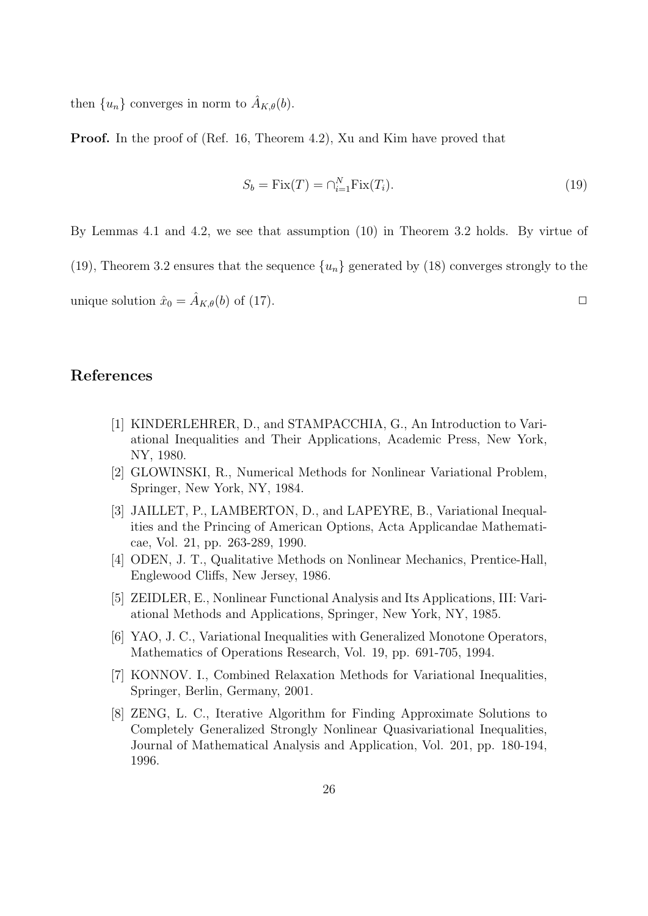then $\{u_n\}$ converges in norm to $\hat{A}_{K,\theta}(b)$.

**Proof.** In the proof of (Ref. 16, Theorem 4.2), Xu and Kim have proved that

$$S_b = \mathrm{Fix}(T) = \cap_{i=1}^N \mathrm{Fix}(T_i). \tag{19}$$

By Lemmas 4.1 and 4.2, we see that assumption (10) in Theorem 3.2 holds. By virtue of (19), Theorem 3.2 ensures that the sequence $\{u_n\}$ generated by (18) converges strongly to the unique solution $\hat{x}_0 = \hat{A}_{K,\theta}(b)$ of (17). □

## References

[1] KINDERLEHRER, D., and STAMPACCHIA, G., An Introduction to Variational Inequalities and Their Applications, Academic Press, New York, NY, 1980.

[2] GLOWINSKI, R., Numerical Methods for Nonlinear Variational Problem, Springer, New York, NY, 1984.

[3] JAILLET, P., LAMBERTON, D., and LAPEYRE, B., Variational Inequalities and the Princing of American Options, Acta Applicandae Mathematicae, Vol. 21, pp. 263-289, 1990.

[4] ODEN, J. T., Qualitative Methods on Nonlinear Mechanics, Prentice-Hall, Englewood Cliffs, New Jersey, 1986.

[5] ZEIDLER, E., Nonlinear Functional Analysis and Its Applications, III: Variational Methods and Applications, Springer, New York, NY, 1985.

[6] YAO, J. C., Variational Inequalities with Generalized Monotone Operators, Mathematics of Operations Research, Vol. 19, pp. 691-705, 1994.

[7] KONNOV. I., Combined Relaxation Methods for Variational Inequalities, Springer, Berlin, Germany, 2001.

[8] ZENG, L. C., Iterative Algorithm for Finding Approximate Solutions to Completely Generalized Strongly Nonlinear Quasivariational Inequalities, Journal of Mathematical Analysis and Application, Vol. 201, pp. 180-194, 1996.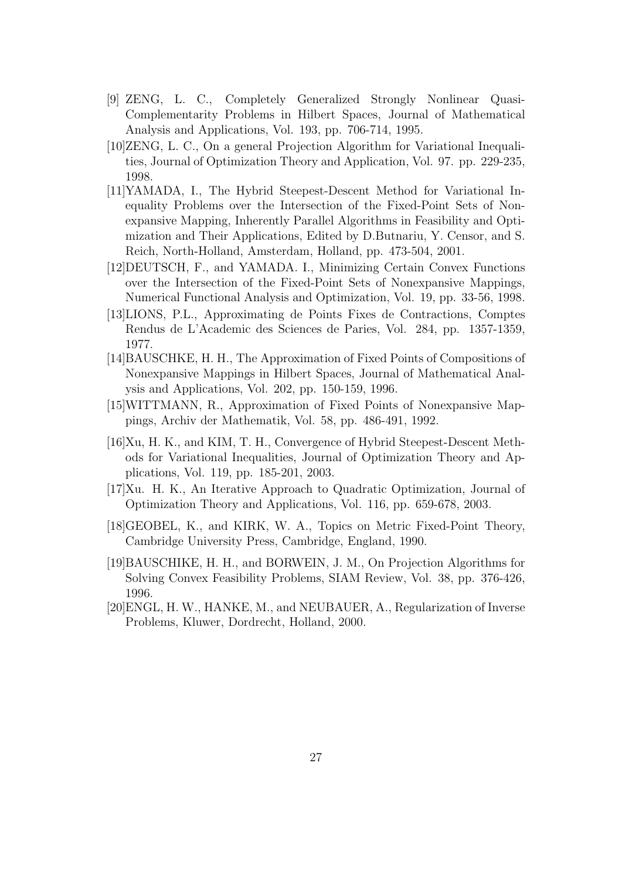[9] ZENG, L. C., Completely Generalized Strongly Nonlinear Quasi-Complementarity Problems in Hilbert Spaces, Journal of Mathematical Analysis and Applications, Vol. 193, pp. 706-714, 1995.

[10]ZENG, L. C., On a general Projection Algorithm for Variational Inequalities, Journal of Optimization Theory and Application, Vol. 97. pp. 229-235, 1998.

[11]YAMADA, I., The Hybrid Steepest-Descent Method for Variational Inequality Problems over the Intersection of the Fixed-Point Sets of Nonexpansive Mapping, Inherently Parallel Algorithms in Feasibility and Optimization and Their Applications, Edited by D.Butnariu, Y. Censor, and S. Reich, North-Holland, Amsterdam, Holland, pp. 473-504, 2001.

[12]DEUTSCH, F., and YAMADA. I., Minimizing Certain Convex Functions over the Intersection of the Fixed-Point Sets of Nonexpansive Mappings, Numerical Functional Analysis and Optimization, Vol. 19, pp. 33-56, 1998.

[13]LIONS, P.L., Approximating de Points Fixes de Contractions, Comptes Rendus de L'Academic des Sciences de Paries, Vol. 284, pp. 1357-1359, 1977.

[14]BAUSCHKE, H. H., The Approximation of Fixed Points of Compositions of Nonexpansive Mappings in Hilbert Spaces, Journal of Mathematical Analysis and Applications, Vol. 202, pp. 150-159, 1996.

[15]WITTMANN, R., Approximation of Fixed Points of Nonexpansive Mappings, Archiv der Mathematik, Vol. 58, pp. 486-491, 1992.

[16]Xu, H. K., and KIM, T. H., Convergence of Hybrid Steepest-Descent Methods for Variational Inequalities, Journal of Optimization Theory and Applications, Vol. 119, pp. 185-201, 2003.

[17]Xu. H. K., An Iterative Approach to Quadratic Optimization, Journal of Optimization Theory and Applications, Vol. 116, pp. 659-678, 2003.

[18]GEOBEL, K., and KIRK, W. A., Topics on Metric Fixed-Point Theory, Cambridge University Press, Cambridge, England, 1990.

[19]BAUSCHIKE, H. H., and BORWEIN, J. M., On Projection Algorithms for Solving Convex Feasibility Problems, SIAM Review, Vol. 38, pp. 376-426, 1996.

[20]ENGL, H. W., HANKE, M., and NEUBAUER, A., Regularization of Inverse Problems, Kluwer, Dordrecht, Holland, 2000.